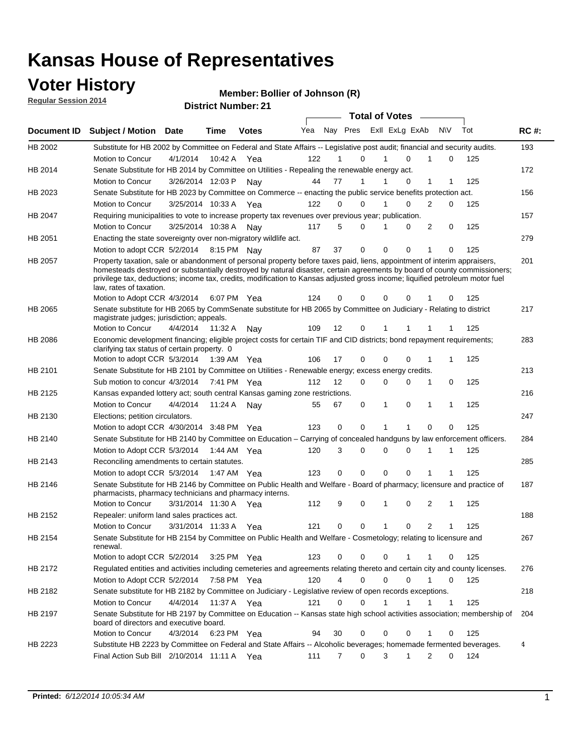# Kansas House of Representatives

## Voter History

**Regular Session 2014**

**Member: Bollier of Johnson (R)**

**District Number: 21**

| Document ID | Subject / Motion | Date | Time | Votes | Yea | Nay | Pres | ExII | ExLg | ExAb | N\V | Tot | RC #: |
|---|---|---|---|---|---|---|---|---|---|---|---|---|---|
| HB 2002 | Substitute for HB 2002 by Committee on Federal and State Affairs -- Legislative post audit; financial and security audits. | | | | | | | | | | | | 193 |
| | Motion to Concur | 4/1/2014 | 10:42 A | Yea | 122 | 1 | 0 | 1 | 0 | 1 | 0 | 125 | |
| HB 2014 | Senate Substitute for HB 2014 by Committee on Utilities - Repealing the renewable energy act. | | | | | | | | | | | | 172 |
| | Motion to Concur | 3/26/2014 | 12:03 P | Nay | 44 | 77 | 1 | 1 | 0 | 1 | 1 | 125 | |
| HB 2023 | Senate Substitute for HB 2023 by Committee on Commerce -- enacting the public service benefits protection act. | | | | | | | | | | | | 156 |
| | Motion to Concur | 3/25/2014 | 10:33 A | Yea | 122 | 0 | 0 | 1 | 0 | 2 | 0 | 125 | |
| HB 2047 | Requiring municipalities to vote to increase property tax revenues over previous year; publication. | | | | | | | | | | | | 157 |
| | Motion to Concur | 3/25/2014 | 10:38 A | Nay | 117 | 5 | 0 | 1 | 0 | 2 | 0 | 125 | |
| HB 2051 | Enacting the state sovereignty over non-migratory wildlife act. | | | | | | | | | | | | 279 |
| | Motion to adopt CCR | 5/2/2014 | 8:15 PM | Nay | 87 | 37 | 0 | 0 | 0 | 1 | 0 | 125 | |
| HB 2057 | Property taxation, sale or abandonment of personal property before taxes paid, liens, appointment of interim appraisers, homesteads destroyed or substantially destroyed by natural disaster, certain agreements by board of county commissioners; privilege tax, deductions; income tax, credits, modification to Kansas adjusted gross income; liquified petroleum motor fuel law, rates of taxation. | | | | | | | | | | | | 201 |
| | Motion to Adopt CCR | 4/3/2014 | 6:07 PM | Yea | 124 | 0 | 0 | 0 | 0 | 1 | 0 | 125 | |
| HB 2065 | Senate substitute for HB 2065 by CommSenate substitute for HB 2065 by Committee on Judiciary - Relating to district magistrate judges; jurisdiction; appeals. | | | | | | | | | | | | 217 |
| | Motion to Concur | 4/4/2014 | 11:32 A | Nay | 109 | 12 | 0 | 1 | 1 | 1 | 1 | 125 | |
| HB 2086 | Economic development financing; eligible project costs for certain TIF and CID districts; bond repayment requirements; clarifying tax status of certain property. 0 | | | | | | | | | | | | 283 |
| | Motion to adopt CCR | 5/3/2014 | 1:39 AM | Yea | 106 | 17 | 0 | 0 | 0 | 1 | 1 | 125 | |
| HB 2101 | Senate Substitute for HB 2101 by Committee on Utilities - Renewable energy; excess energy credits. | | | | | | | | | | | | 213 |
| | Sub motion to concur | 4/3/2014 | 7:41 PM | Yea | 112 | 12 | 0 | 0 | 0 | 1 | 0 | 125 | |
| HB 2125 | Kansas expanded lottery act; south central Kansas gaming zone restrictions. | | | | | | | | | | | | 216 |
| | Motion to Concur | 4/4/2014 | 11:24 A | Nay | 55 | 67 | 0 | 1 | 0 | 1 | 1 | 125 | |
| HB 2130 | Elections; petition circulators. | | | | | | | | | | | | 247 |
| | Motion to adopt CCR | 4/30/2014 | 3:48 PM | Yea | 123 | 0 | 0 | 1 | 1 | 0 | 0 | 125 | |
| HB 2140 | Senate Substitute for HB 2140 by Committee on Education – Carrying of concealed handguns by law enforcement officers. | | | | | | | | | | | | 284 |
| | Motion to Adopt CCR | 5/3/2014 | 1:44 AM | Yea | 120 | 3 | 0 | 0 | 0 | 1 | 1 | 125 | |
| HB 2143 | Reconciling amendments to certain statutes. | | | | | | | | | | | | 285 |
| | Motion to adopt CCR | 5/3/2014 | 1:47 AM | Yea | 123 | 0 | 0 | 0 | 0 | 1 | 1 | 125 | |
| HB 2146 | Senate Substitute for HB 2146 by Committee on Public Health and Welfare - Board of pharmacy; licensure and practice of pharmacists, pharmacy technicians and pharmacy interns. | | | | | | | | | | | | 187 |
| | Motion to Concur | 3/31/2014 | 11:30 A | Yea | 112 | 9 | 0 | 1 | 0 | 2 | 1 | 125 | |
| HB 2152 | Repealer: uniform land sales practices act. | | | | | | | | | | | | 188 |
| | Motion to Concur | 3/31/2014 | 11:33 A | Yea | 121 | 0 | 0 | 1 | 0 | 2 | 1 | 125 | |
| HB 2154 | Senate Substitute for HB 2154 by Committee on Public Health and Welfare - Cosmetology; relating to licensure and renewal. | | | | | | | | | | | | 267 |
| | Motion to adopt CCR | 5/2/2014 | 3:25 PM | Yea | 123 | 0 | 0 | 0 | 1 | 1 | 0 | 125 | |
| HB 2172 | Regulated entities and activities including cemeteries and agreements relating thereto and certain city and county licenses. | | | | | | | | | | | | 276 |
| | Motion to Adopt CCR | 5/2/2014 | 7:58 PM | Yea | 120 | 4 | 0 | 0 | 0 | 1 | 0 | 125 | |
| HB 2182 | Senate substitute for HB 2182 by Committee on Judiciary - Legislative review of open records exceptions. | | | | | | | | | | | | 218 |
| | Motion to Concur | 4/4/2014 | 11:37 A | Yea | 121 | 0 | 0 | 1 | 1 | 1 | 1 | 125 | |
| HB 2197 | Senate Substitute for HB 2197 by Committee on Education -- Kansas state high school activities association; membership of board of directors and executive board. | | | | | | | | | | | | 204 |
| | Motion to Concur | 4/3/2014 | 6:23 PM | Yea | 94 | 30 | 0 | 0 | 0 | 1 | 0 | 125 | |
| HB 2223 | Substitute HB 2223 by Committee on Federal and State Affairs -- Alcoholic beverages; homemade fermented beverages. | | | | | | | | | | | | 4 |
| | Final Action Sub Bill | 2/10/2014 | 11:11 A | Yea | 111 | 7 | 0 | 3 | 1 | 2 | 0 | 124 | |

**Printed:** *6/12/2014 10:05:34 AM*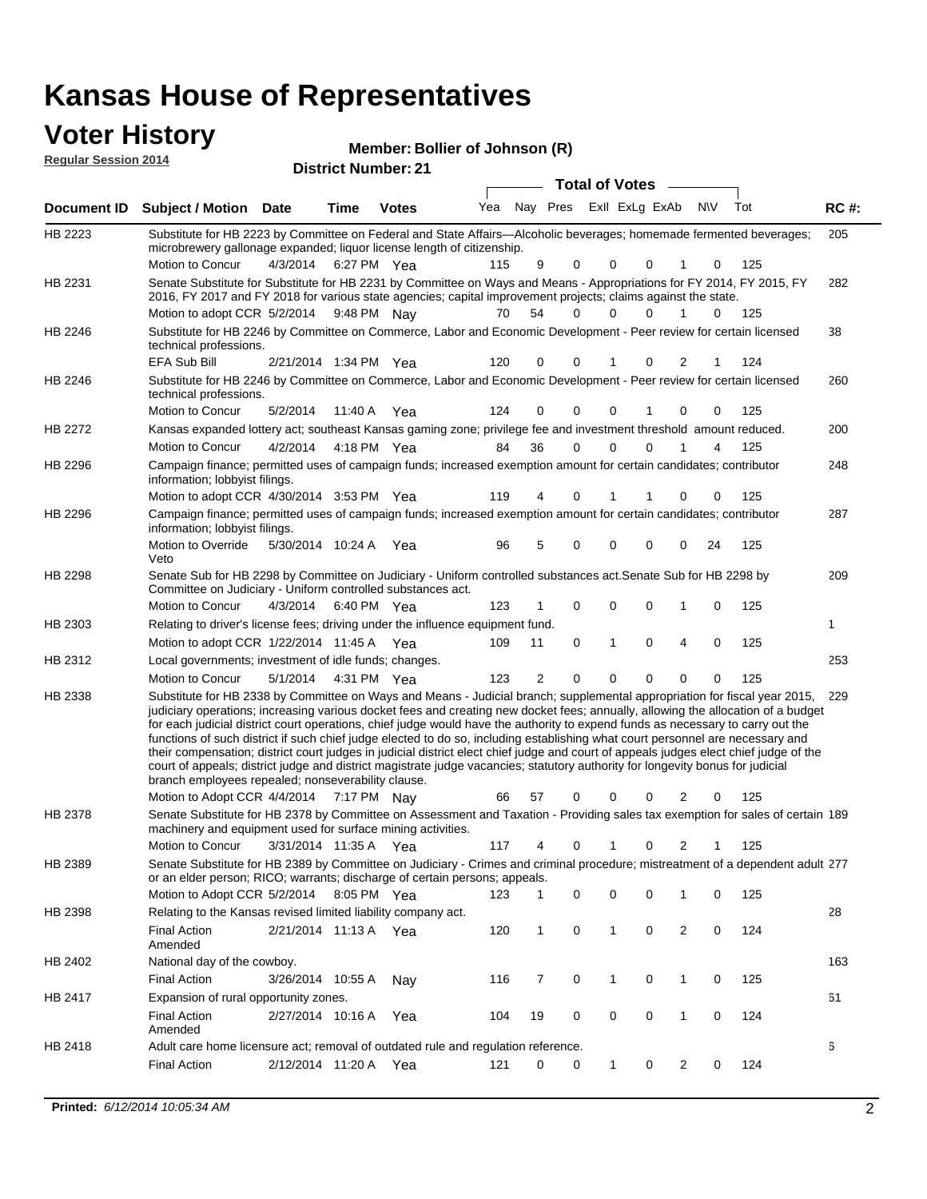# Kansas House of Representatives

## Voter History

**Regular Session 2014**

**Member: Bollier of Johnson (R)**

**District Number: 21**

| Document ID | Subject / Motion | Date | Time | Votes | Yea | Nay | Pres | ExII | ExLg | ExAb | N\V | Tot | RC #: |
|---|---|---|---|---|---|---|---|---|---|---|---|---|---|
| HB 2223 | Substitute for HB 2223 by Committee on Federal and State Affairs—Alcoholic beverages; homemade fermented beverages; microbrewery gallonage expanded; liquor license length of citizenship. | | | | | | | | | | | | 205 |
| | Motion to Concur | 4/3/2014 | 6:27 PM | Yea | 115 | 9 | 0 | 0 | 0 | 1 | 0 | 125 | |
| HB 2231 | Senate Substitute for Substitute for HB 2231 by Committee on Ways and Means - Appropriations for FY 2014, FY 2015, FY 2016, FY 2017 and FY 2018 for various state agencies; capital improvement projects; claims against the state. | | | | | | | | | | | | 282 |
| | Motion to adopt CCR | 5/2/2014 | 9:48 PM | Nay | 70 | 54 | 0 | 0 | 0 | 1 | 0 | 125 | |
| HB 2246 | Substitute for HB 2246 by Committee on Commerce, Labor and Economic Development - Peer review for certain licensed technical professions. | | | | | | | | | | | | 38 |
| | EFA Sub Bill | 2/21/2014 | 1:34 PM | Yea | 120 | 0 | 0 | 1 | 0 | 2 | 1 | 124 | |
| HB 2246 | Substitute for HB 2246 by Committee on Commerce, Labor and Economic Development - Peer review for certain licensed technical professions. | | | | | | | | | | | | 260 |
| | Motion to Concur | 5/2/2014 | 11:40 A | Yea | 124 | 0 | 0 | 0 | 1 | 0 | 0 | 125 | |
| HB 2272 | Kansas expanded lottery act; southeast Kansas gaming zone; privilege fee and investment threshold amount reduced. | | | | | | | | | | | | 200 |
| | Motion to Concur | 4/2/2014 | 4:18 PM | Yea | 84 | 36 | 0 | 0 | 0 | 1 | 4 | 125 | |
| HB 2296 | Campaign finance; permitted uses of campaign funds; increased exemption amount for certain candidates; contributor information; lobbyist filings. | | | | | | | | | | | | 248 |
| | Motion to adopt CCR | 4/30/2014 | 3:53 PM | Yea | 119 | 4 | 0 | 1 | 1 | 0 | 0 | 125 | |
| HB 2296 | Campaign finance; permitted uses of campaign funds; increased exemption amount for certain candidates; contributor information; lobbyist filings. | | | | | | | | | | | | 287 |
| | Motion to Override Veto | 5/30/2014 | 10:24 A | Yea | 96 | 5 | 0 | 0 | 0 | 0 | 24 | 125 | |
| HB 2298 | Senate Sub for HB 2298 by Committee on Judiciary - Uniform controlled substances act.Senate Sub for HB 2298 by Committee on Judiciary - Uniform controlled substances act. | | | | | | | | | | | | 209 |
| | Motion to Concur | 4/3/2014 | 6:40 PM | Yea | 123 | 1 | 0 | 0 | 0 | 1 | 0 | 125 | |
| HB 2303 | Relating to driver's license fees; driving under the influence equipment fund. | | | | | | | | | | | | 1 |
| | Motion to adopt CCR | 1/22/2014 | 11:45 A | Yea | 109 | 11 | 0 | 1 | 0 | 4 | 0 | 125 | |
| HB 2312 | Local governments; investment of idle funds; changes. | | | | | | | | | | | | 253 |
| | Motion to Concur | 5/1/2014 | 4:31 PM | Yea | 123 | 2 | 0 | 0 | 0 | 0 | 0 | 125 | |
| HB 2338 | Substitute for HB 2338 by Committee on Ways and Means - Judicial branch; supplemental appropriation for fiscal year 2015, judiciary operations; increasing various docket fees and creating new docket fees; annually, allowing the allocation of a budget for each judicial district court operations, chief judge would have the authority to expend funds as necessary to carry out the functions of such district if such chief judge elected to do so, including establishing what court personnel are necessary and their compensation; district court judges in judicial district elect chief judge and court of appeals judges elect chief judge of the court of appeals; district judge and district magistrate judge vacancies; statutory authority for longevity bonus for judicial branch employees repealed; nonseverability clause. | | | | | | | | | | | | 229 |
| | Motion to Adopt CCR | 4/4/2014 | 7:17 PM | Nay | 66 | 57 | 0 | 0 | 0 | 2 | 0 | 125 | |
| HB 2378 | Senate Substitute for HB 2378 by Committee on Assessment and Taxation - Providing sales tax exemption for sales of certain machinery and equipment used for surface mining activities. | | | | | | | | | | | | 189 |
| | Motion to Concur | 3/31/2014 | 11:35 A | Yea | 117 | 4 | 0 | 1 | 0 | 2 | 1 | 125 | |
| HB 2389 | Senate Substitute for HB 2389 by Committee on Judiciary - Crimes and criminal procedure; mistreatment of a dependent adult or an elder person; RICO; warrants; discharge of certain persons; appeals. | | | | | | | | | | | | 277 |
| | Motion to Adopt CCR | 5/2/2014 | 8:05 PM | Yea | 123 | 1 | 0 | 0 | 0 | 1 | 0 | 125 | |
| HB 2398 | Relating to the Kansas revised limited liability company act. | | | | | | | | | | | | 28 |
| | Final Action Amended | 2/21/2014 | 11:13 A | Yea | 120 | 1 | 0 | 1 | 0 | 2 | 0 | 124 | |
| HB 2402 | National day of the cowboy. | | | | | | | | | | | | 163 |
| | Final Action | 3/26/2014 | 10:55 A | Nay | 116 | 7 | 0 | 1 | 0 | 1 | 0 | 125 | |
| HB 2417 | Expansion of rural opportunity zones. | | | | | | | | | | | | 61 |
| | Final Action Amended | 2/27/2014 | 10:16 A | Yea | 104 | 19 | 0 | 0 | 0 | 1 | 0 | 124 | |
| HB 2418 | Adult care home licensure act; removal of outdated rule and regulation reference. | | | | | | | | | | | | 6 |
| | Final Action | 2/12/2014 | 11:20 A | Yea | 121 | 0 | 0 | 1 | 0 | 2 | 0 | 124 | |

**Printed:** *6/12/2014 10:05:34 AM*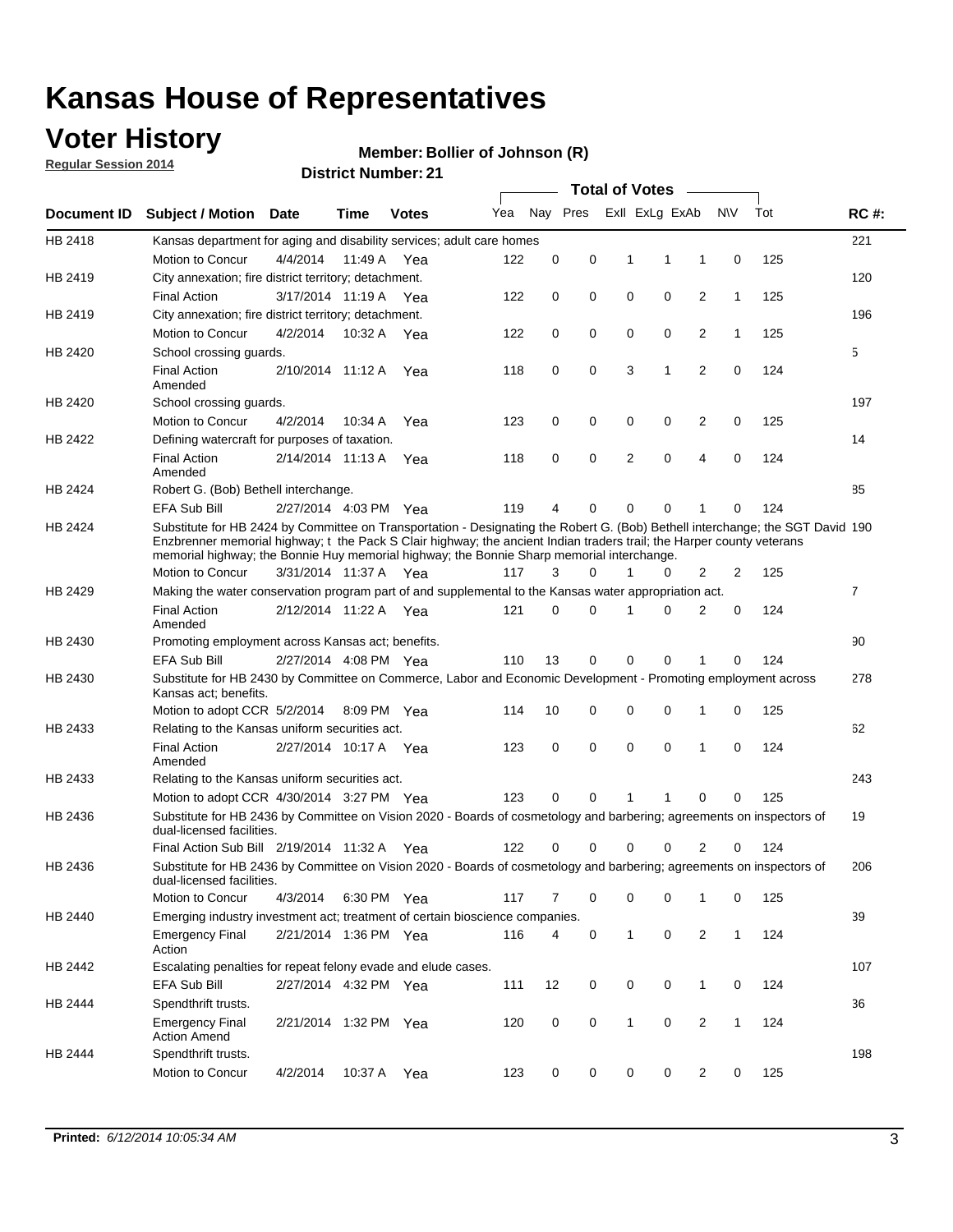# Kansas House of Representatives

## Voter History

**Regular Session 2014**

**Member: Bollier of Johnson (R)**

**District Number: 21**

| Document ID | Subject / Motion | Date | Time | Votes | Yea | Nay | Pres | ExII | ExLg | ExAb | N\V | Tot | RC #: |
|---|---|---|---|---|---|---|---|---|---|---|---|---|---|
| HB 2418 | Kansas department for aging and disability services; adult care homes | | | | | | | | | | | | 221 |
| | Motion to Concur | 4/4/2014 | 11:49 A | Yea | 122 | 0 | 0 | 1 | 1 | 1 | 0 | 125 | |
| HB 2419 | City annexation; fire district territory; detachment. | | | | | | | | | | | | 120 |
| | Final Action | 3/17/2014 | 11:19 A | Yea | 122 | 0 | 0 | 0 | 0 | 2 | 1 | 125 | |
| HB 2419 | City annexation; fire district territory; detachment. | | | | | | | | | | | | 196 |
| | Motion to Concur | 4/2/2014 | 10:32 A | Yea | 122 | 0 | 0 | 0 | 0 | 2 | 1 | 125 | |
| HB 2420 | School crossing guards. | | | | | | | | | | | | 5 |
| | Final Action Amended | 2/10/2014 | 11:12 A | Yea | 118 | 0 | 0 | 3 | 1 | 2 | 0 | 124 | |
| HB 2420 | School crossing guards. | | | | | | | | | | | | 197 |
| | Motion to Concur | 4/2/2014 | 10:34 A | Yea | 123 | 0 | 0 | 0 | 0 | 2 | 0 | 125 | |
| HB 2422 | Defining watercraft for purposes of taxation. | | | | | | | | | | | | 14 |
| | Final Action Amended | 2/14/2014 | 11:13 A | Yea | 118 | 0 | 0 | 2 | 0 | 4 | 0 | 124 | |
| HB 2424 | Robert G. (Bob) Bethell interchange. | | | | | | | | | | | | 85 |
| | EFA Sub Bill | 2/27/2014 | 4:03 PM | Yea | 119 | 4 | 0 | 0 | 0 | 1 | 0 | 124 | |
| HB 2424 | Substitute for HB 2424 by Committee on Transportation - Designating the Robert G. (Bob) Bethell interchange; the SGT David Enzbrenner memorial highway; t the Pack S Clair highway; the ancient Indian traders trail; the Harper county veterans memorial highway; the Bonnie Huy memorial highway; the Bonnie Sharp memorial interchange. | | | | | | | | | | | | 190 |
| | Motion to Concur | 3/31/2014 | 11:37 A | Yea | 117 | 3 | 0 | 1 | 0 | 2 | 2 | 125 | |
| HB 2429 | Making the water conservation program part of and supplemental to the Kansas water appropriation act. | | | | | | | | | | | | 7 |
| | Final Action Amended | 2/12/2014 | 11:22 A | Yea | 121 | 0 | 0 | 1 | 0 | 2 | 0 | 124 | |
| HB 2430 | Promoting employment across Kansas act; benefits. | | | | | | | | | | | | 90 |
| | EFA Sub Bill | 2/27/2014 | 4:08 PM | Yea | 110 | 13 | 0 | 0 | 0 | 1 | 0 | 124 | |
| HB 2430 | Substitute for HB 2430 by Committee on Commerce, Labor and Economic Development - Promoting employment across Kansas act; benefits. | | | | | | | | | | | | 278 |
| | Motion to adopt CCR | 5/2/2014 | 8:09 PM | Yea | 114 | 10 | 0 | 0 | 0 | 1 | 0 | 125 | |
| HB 2433 | Relating to the Kansas uniform securities act. | | | | | | | | | | | | 62 |
| | Final Action Amended | 2/27/2014 | 10:17 A | Yea | 123 | 0 | 0 | 0 | 0 | 1 | 0 | 124 | |
| HB 2433 | Relating to the Kansas uniform securities act. | | | | | | | | | | | | 243 |
| | Motion to adopt CCR | 4/30/2014 | 3:27 PM | Yea | 123 | 0 | 0 | 1 | 1 | 0 | 0 | 125 | |
| HB 2436 | Substitute for HB 2436 by Committee on Vision 2020 - Boards of cosmetology and barbering; agreements on inspectors of dual-licensed facilities. | | | | | | | | | | | | 19 |
| | Final Action Sub Bill | 2/19/2014 | 11:32 A | Yea | 122 | 0 | 0 | 0 | 0 | 2 | 0 | 124 | |
| HB 2436 | Substitute for HB 2436 by Committee on Vision 2020 - Boards of cosmetology and barbering; agreements on inspectors of dual-licensed facilities. | | | | | | | | | | | | 206 |
| | Motion to Concur | 4/3/2014 | 6:30 PM | Yea | 117 | 7 | 0 | 0 | 0 | 1 | 0 | 125 | |
| HB 2440 | Emerging industry investment act; treatment of certain bioscience companies. | | | | | | | | | | | | 39 |
| | Emergency Final Action | 2/21/2014 | 1:36 PM | Yea | 116 | 4 | 0 | 1 | 0 | 2 | 1 | 124 | |
| HB 2442 | Escalating penalties for repeat felony evade and elude cases. | | | | | | | | | | | | 107 |
| | EFA Sub Bill | 2/27/2014 | 4:32 PM | Yea | 111 | 12 | 0 | 0 | 0 | 1 | 0 | 124 | |
| HB 2444 | Spendthrift trusts. | | | | | | | | | | | | 36 |
| | Emergency Final Action Amend | 2/21/2014 | 1:32 PM | Yea | 120 | 0 | 0 | 1 | 0 | 2 | 1 | 124 | |
| HB 2444 | Spendthrift trusts. | | | | | | | | | | | | 198 |
| | Motion to Concur | 4/2/2014 | 10:37 A | Yea | 123 | 0 | 0 | 0 | 0 | 2 | 0 | 125 | |

**Printed:** *6/12/2014 10:05:34 AM*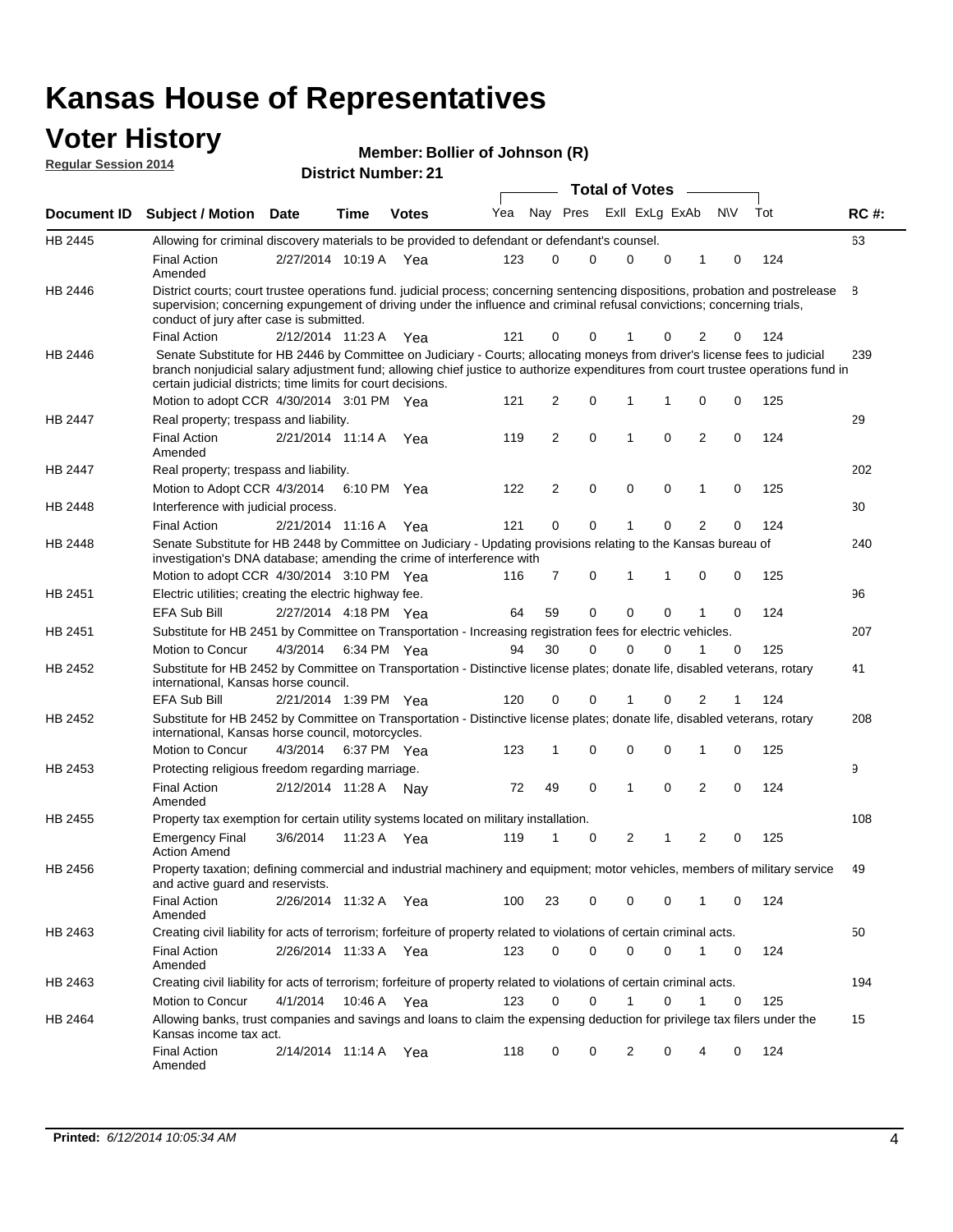# Kansas House of Representatives

## Voter History

**Regular Session 2014**

**Member: Bollier of Johnson (R)**

**District Number: 21**

| Document ID | Subject / Motion | Date | Time | Votes | Yea | Nay | Pres | ExII | ExLg | ExAb | N\V | Tot | RC #: |
|---|---|---|---|---|---|---|---|---|---|---|---|---|---|
| HB 2445 | Allowing for criminal discovery materials to be provided to defendant or defendant's counsel. | | | | | | | | | | | | 63 |
| | Final Action Amended | 2/27/2014 | 10:19 A | Yea | 123 | 0 | 0 | 0 | 0 | 1 | 0 | 124 | |
| HB 2446 | District courts; court trustee operations fund. judicial process; concerning sentencing dispositions, probation and postrelease supervision; concerning expungement of driving under the influence and criminal refusal convictions; concerning trials, conduct of jury after case is submitted. | | | | | | | | | | | | 8 |
| | Final Action | 2/12/2014 | 11:23 A | Yea | 121 | 0 | 0 | 1 | 0 | 2 | 0 | 124 | |
| HB 2446 | Senate Substitute for HB 2446 by Committee on Judiciary - Courts; allocating moneys from driver's license fees to judicial branch nonjudicial salary adjustment fund; allowing chief justice to authorize expenditures from court trustee operations fund in certain judicial districts; time limits for court decisions. | | | | | | | | | | | | 239 |
| | Motion to adopt CCR | 4/30/2014 | 3:01 PM | Yea | 121 | 2 | 0 | 1 | 1 | 0 | 0 | 125 | |
| HB 2447 | Real property; trespass and liability. | | | | | | | | | | | | 29 |
| | Final Action Amended | 2/21/2014 | 11:14 A | Yea | 119 | 2 | 0 | 1 | 0 | 2 | 0 | 124 | |
| HB 2447 | Real property; trespass and liability. | | | | | | | | | | | | 202 |
| | Motion to Adopt CCR | 4/3/2014 | 6:10 PM | Yea | 122 | 2 | 0 | 0 | 0 | 1 | 0 | 125 | |
| HB 2448 | Interference with judicial process. | | | | | | | | | | | | 30 |
| | Final Action | 2/21/2014 | 11:16 A | Yea | 121 | 0 | 0 | 1 | 0 | 2 | 0 | 124 | |
| HB 2448 | Senate Substitute for HB 2448 by Committee on Judiciary - Updating provisions relating to the Kansas bureau of investigation's DNA database; amending the crime of interference with | | | | | | | | | | | | 240 |
| | Motion to adopt CCR | 4/30/2014 | 3:10 PM | Yea | 116 | 7 | 0 | 1 | 1 | 0 | 0 | 125 | |
| HB 2451 | Electric utilities; creating the electric highway fee. | | | | | | | | | | | | 96 |
| | EFA Sub Bill | 2/27/2014 | 4:18 PM | Yea | 64 | 59 | 0 | 0 | 0 | 1 | 0 | 124 | |
| HB 2451 | Substitute for HB 2451 by Committee on Transportation - Increasing registration fees for electric vehicles. | | | | | | | | | | | | 207 |
| | Motion to Concur | 4/3/2014 | 6:34 PM | Yea | 94 | 30 | 0 | 0 | 0 | 1 | 0 | 125 | |
| HB 2452 | Substitute for HB 2452 by Committee on Transportation - Distinctive license plates; donate life, disabled veterans, rotary international, Kansas horse council. | | | | | | | | | | | | 41 |
| | EFA Sub Bill | 2/21/2014 | 1:39 PM | Yea | 120 | 0 | 0 | 1 | 0 | 2 | 1 | 124 | |
| HB 2452 | Substitute for HB 2452 by Committee on Transportation - Distinctive license plates; donate life, disabled veterans, rotary international, Kansas horse council, motorcycles. | | | | | | | | | | | | 208 |
| | Motion to Concur | 4/3/2014 | 6:37 PM | Yea | 123 | 1 | 0 | 0 | 0 | 1 | 0 | 125 | |
| HB 2453 | Protecting religious freedom regarding marriage. | | | | | | | | | | | | 9 |
| | Final Action Amended | 2/12/2014 | 11:28 A | Nay | 72 | 49 | 0 | 1 | 0 | 2 | 0 | 124 | |
| HB 2455 | Property tax exemption for certain utility systems located on military installation. | | | | | | | | | | | | 108 |
| | Emergency Final Action Amend | 3/6/2014 | 11:23 A | Yea | 119 | 1 | 0 | 2 | 1 | 2 | 0 | 125 | |
| HB 2456 | Property taxation; defining commercial and industrial machinery and equipment; motor vehicles, members of military service and active guard and reservists. | | | | | | | | | | | | 49 |
| | Final Action Amended | 2/26/2014 | 11:32 A | Yea | 100 | 23 | 0 | 0 | 0 | 1 | 0 | 124 | |
| HB 2463 | Creating civil liability for acts of terrorism; forfeiture of property related to violations of certain criminal acts. | | | | | | | | | | | | 50 |
| | Final Action Amended | 2/26/2014 | 11:33 A | Yea | 123 | 0 | 0 | 0 | 0 | 1 | 0 | 124 | |
| HB 2463 | Creating civil liability for acts of terrorism; forfeiture of property related to violations of certain criminal acts. | | | | | | | | | | | | 194 |
| | Motion to Concur | 4/1/2014 | 10:46 A | Yea | 123 | 0 | 0 | 1 | 0 | 1 | 0 | 125 | |
| HB 2464 | Allowing banks, trust companies and savings and loans to claim the expensing deduction for privilege tax filers under the Kansas income tax act. | | | | | | | | | | | | 15 |
| | Final Action Amended | 2/14/2014 | 11:14 A | Yea | 118 | 0 | 0 | 2 | 0 | 4 | 0 | 124 | |

**Printed:** *6/12/2014 10:05:34 AM*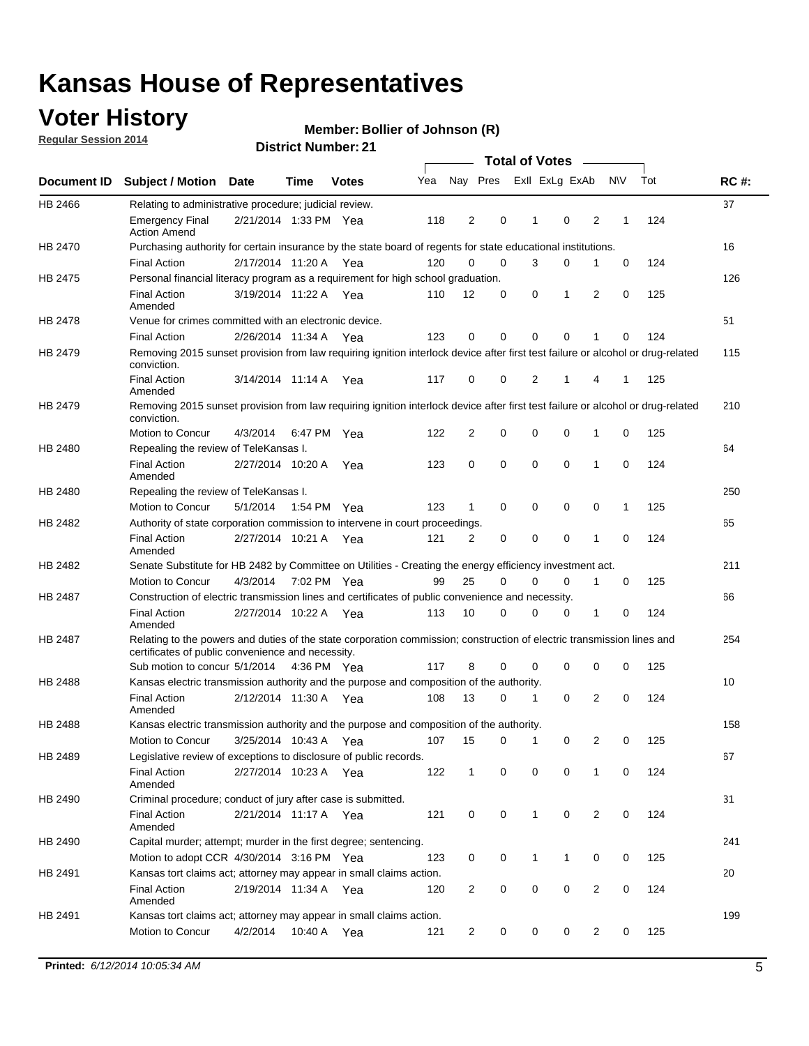# Kansas House of Representatives

## Voter History

**Regular Session 2014**

**Member: Bollier of Johnson (R)**

**District Number: 21**

| Document ID | Subject / Motion | Date | Time | Votes | Yea | Nay | Pres | ExII | ExLg | ExAb | N\V | Tot | RC #: |
|---|---|---|---|---|---|---|---|---|---|---|---|---|---|
| HB 2466 | Relating to administrative procedure; judicial review. | | | | | | | | | | | | 37 |
| | Emergency Final Action Amend | 2/21/2014 | 1:33 PM | Yea | 118 | 2 | 0 | 1 | 0 | 2 | 1 | 124 | |
| HB 2470 | Purchasing authority for certain insurance by the state board of regents for state educational institutions. | | | | | | | | | | | | 16 |
| | Final Action | 2/17/2014 | 11:20 A | Yea | 120 | 0 | 0 | 3 | 0 | 1 | 0 | 124 | |
| HB 2475 | Personal financial literacy program as a requirement for high school graduation. | | | | | | | | | | | | 126 |
| | Final Action Amended | 3/19/2014 | 11:22 A | Yea | 110 | 12 | 0 | 0 | 1 | 2 | 0 | 125 | |
| HB 2478 | Venue for crimes committed with an electronic device. | | | | | | | | | | | | 51 |
| | Final Action | 2/26/2014 | 11:34 A | Yea | 123 | 0 | 0 | 0 | 0 | 1 | 0 | 124 | |
| HB 2479 | Removing 2015 sunset provision from law requiring ignition interlock device after first test failure or alcohol or drug-related conviction. | | | | | | | | | | | | 115 |
| | Final Action Amended | 3/14/2014 | 11:14 A | Yea | 117 | 0 | 0 | 2 | 1 | 4 | 1 | 125 | |
| HB 2479 | Removing 2015 sunset provision from law requiring ignition interlock device after first test failure or alcohol or drug-related conviction. | | | | | | | | | | | | 210 |
| | Motion to Concur | 4/3/2014 | 6:47 PM | Yea | 122 | 2 | 0 | 0 | 0 | 1 | 0 | 125 | |
| HB 2480 | Repealing the review of TeleKansas I. | | | | | | | | | | | | 64 |
| | Final Action Amended | 2/27/2014 | 10:20 A | Yea | 123 | 0 | 0 | 0 | 0 | 1 | 0 | 124 | |
| HB 2480 | Repealing the review of TeleKansas I. | | | | | | | | | | | | 250 |
| | Motion to Concur | 5/1/2014 | 1:54 PM | Yea | 123 | 1 | 0 | 0 | 0 | 0 | 1 | 125 | |
| HB 2482 | Authority of state corporation commission to intervene in court proceedings. | | | | | | | | | | | | 65 |
| | Final Action Amended | 2/27/2014 | 10:21 A | Yea | 121 | 2 | 0 | 0 | 0 | 1 | 0 | 124 | |
| HB 2482 | Senate Substitute for HB 2482 by Committee on Utilities - Creating the energy efficiency investment act. | | | | | | | | | | | | 211 |
| | Motion to Concur | 4/3/2014 | 7:02 PM | Yea | 99 | 25 | 0 | 0 | 0 | 1 | 0 | 125 | |
| HB 2487 | Construction of electric transmission lines and certificates of public convenience and necessity. | | | | | | | | | | | | 66 |
| | Final Action Amended | 2/27/2014 | 10:22 A | Yea | 113 | 10 | 0 | 0 | 0 | 1 | 0 | 124 | |
| HB 2487 | Relating to the powers and duties of the state corporation commission; construction of electric transmission lines and certificates of public convenience and necessity. | | | | | | | | | | | | 254 |
| | Sub motion to concur | 5/1/2014 | 4:36 PM | Yea | 117 | 8 | 0 | 0 | 0 | 0 | 0 | 125 | |
| HB 2488 | Kansas electric transmission authority and the purpose and composition of the authority. | | | | | | | | | | | | 10 |
| | Final Action Amended | 2/12/2014 | 11:30 A | Yea | 108 | 13 | 0 | 1 | 0 | 2 | 0 | 124 | |
| HB 2488 | Kansas electric transmission authority and the purpose and composition of the authority. | | | | | | | | | | | | 158 |
| | Motion to Concur | 3/25/2014 | 10:43 A | Yea | 107 | 15 | 0 | 1 | 0 | 2 | 0 | 125 | |
| HB 2489 | Legislative review of exceptions to disclosure of public records. | | | | | | | | | | | | 67 |
| | Final Action Amended | 2/27/2014 | 10:23 A | Yea | 122 | 1 | 0 | 0 | 0 | 1 | 0 | 124 | |
| HB 2490 | Criminal procedure; conduct of jury after case is submitted. | | | | | | | | | | | | 31 |
| | Final Action Amended | 2/21/2014 | 11:17 A | Yea | 121 | 0 | 0 | 1 | 0 | 2 | 0 | 124 | |
| HB 2490 | Capital murder; attempt; murder in the first degree; sentencing. | | | | | | | | | | | | 241 |
| | Motion to adopt CCR | 4/30/2014 | 3:16 PM | Yea | 123 | 0 | 0 | 1 | 1 | 0 | 0 | 125 | |
| HB 2491 | Kansas tort claims act; attorney may appear in small claims action. | | | | | | | | | | | | 20 |
| | Final Action Amended | 2/19/2014 | 11:34 A | Yea | 120 | 2 | 0 | 0 | 0 | 2 | 0 | 124 | |
| HB 2491 | Kansas tort claims act; attorney may appear in small claims action. | | | | | | | | | | | | 199 |
| | Motion to Concur | 4/2/2014 | 10:40 A | Yea | 121 | 2 | 0 | 0 | 0 | 2 | 0 | 125 | |

**Printed:** *6/12/2014 10:05:34 AM*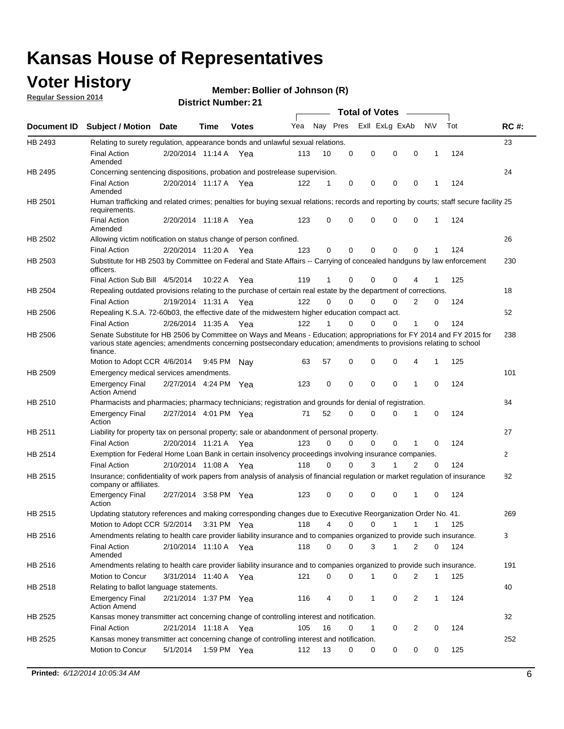# Kansas House of Representatives

## Voter History

**Regular Session 2014**

**Member: Bollier of Johnson (R)**

**District Number: 21**

| Document ID | Subject / Motion | Date | Time | Votes | Yea | Nay | Pres | ExII | ExLg | ExAb | N\V | Tot | RC #: |
|---|---|---|---|---|---|---|---|---|---|---|---|---|---|
| HB 2493 | Relating to surety regulation, appearance bonds and unlawful sexual relations. | | | | | | | | | | | | 23 |
| | Final Action Amended | 2/20/2014 | 11:14 A | Yea | 113 | 10 | 0 | 0 | 0 | 0 | 1 | 124 | |
| HB 2495 | Concerning sentencing dispositions, probation and postrelease supervision. | | | | | | | | | | | | 24 |
| | Final Action Amended | 2/20/2014 | 11:17 A | Yea | 122 | 1 | 0 | 0 | 0 | 0 | 1 | 124 | |
| HB 2501 | Human trafficking and related crimes; penalties for buying sexual relations; records and reporting by courts; staff secure facility requirements. | | | | | | | | | | | | 25 |
| | Final Action Amended | 2/20/2014 | 11:18 A | Yea | 123 | 0 | 0 | 0 | 0 | 0 | 1 | 124 | |
| HB 2502 | Allowing victim notification on status change of person confined. | | | | | | | | | | | | 26 |
| | Final Action | 2/20/2014 | 11:20 A | Yea | 123 | 0 | 0 | 0 | 0 | 0 | 1 | 124 | |
| HB 2503 | Substitute for HB 2503 by Committee on Federal and State Affairs -- Carrying of concealed handguns by law enforcement officers. | | | | | | | | | | | | 230 |
| | Final Action Sub Bill | 4/5/2014 | 10:22 A | Yea | 119 | 1 | 0 | 0 | 0 | 4 | 1 | 125 | |
| HB 2504 | Repealing outdated provisions relating to the purchase of certain real estate by the department of corrections. | | | | | | | | | | | | 18 |
| | Final Action | 2/19/2014 | 11:31 A | Yea | 122 | 0 | 0 | 0 | 0 | 2 | 0 | 124 | |
| HB 2506 | Repealing K.S.A. 72-60b03, the effective date of the midwestern higher education compact act. | | | | | | | | | | | | 52 |
| | Final Action | 2/26/2014 | 11:35 A | Yea | 122 | 1 | 0 | 0 | 0 | 1 | 0 | 124 | |
| HB 2506 | Senate Substitute for HB 2506 by Committee on Ways and Means - Education; appropriations for FY 2014 and FY 2015 for various state agencies; amendments concerning postsecondary education; amendments to provisions relating to school finance. | | | | | | | | | | | | 238 |
| | Motion to Adopt CCR | 4/6/2014 | 9:45 PM | Nay | 63 | 57 | 0 | 0 | 0 | 4 | 1 | 125 | |
| HB 2509 | Emergency medical services amendments. | | | | | | | | | | | | 101 |
| | Emergency Final Action Amend | 2/27/2014 | 4:24 PM | Yea | 123 | 0 | 0 | 0 | 0 | 1 | 0 | 124 | |
| HB 2510 | Pharmacists and pharmacies; pharmacy technicians; registration and grounds for denial of registration. | | | | | | | | | | | | 84 |
| | Emergency Final Action | 2/27/2014 | 4:01 PM | Yea | 71 | 52 | 0 | 0 | 0 | 1 | 0 | 124 | |
| HB 2511 | Liability for property tax on personal property; sale or abandonment of personal property. | | | | | | | | | | | | 27 |
| | Final Action | 2/20/2014 | 11:21 A | Yea | 123 | 0 | 0 | 0 | 0 | 1 | 0 | 124 | |
| HB 2514 | Exemption for Federal Home Loan Bank in certain insolvency proceedings involving insurance companies. | | | | | | | | | | | | 2 |
| | Final Action | 2/10/2014 | 11:08 A | Yea | 118 | 0 | 0 | 3 | 1 | 2 | 0 | 124 | |
| HB 2515 | Insurance; confidentiality of work papers from analysis of analysis of financial regulation or market regulation of insurance company or affiliates. | | | | | | | | | | | | 82 |
| | Emergency Final Action | 2/27/2014 | 3:58 PM | Yea | 123 | 0 | 0 | 0 | 0 | 1 | 0 | 124 | |
| HB 2515 | Updating statutory references and making corresponding changes due to Executive Reorganization Order No. 41. | | | | | | | | | | | | 269 |
| | Motion to Adopt CCR | 5/2/2014 | 3:31 PM | Yea | 118 | 4 | 0 | 0 | 1 | 1 | 1 | 125 | |
| HB 2516 | Amendments relating to health care provider liability insurance and to companies organized to provide such insurance. | | | | | | | | | | | | 3 |
| | Final Action Amended | 2/10/2014 | 11:10 A | Yea | 118 | 0 | 0 | 3 | 1 | 2 | 0 | 124 | |
| HB 2516 | Amendments relating to health care provider liability insurance and to companies organized to provide such insurance. | | | | | | | | | | | | 191 |
| | Motion to Concur | 3/31/2014 | 11:40 A | Yea | 121 | 0 | 0 | 1 | 0 | 2 | 1 | 125 | |
| HB 2518 | Relating to ballot language statements. | | | | | | | | | | | | 40 |
| | Emergency Final Action Amend | 2/21/2014 | 1:37 PM | Yea | 116 | 4 | 0 | 1 | 0 | 2 | 1 | 124 | |
| HB 2525 | Kansas money transmitter act concerning change of controlling interest and notification. | | | | | | | | | | | | 32 |
| | Final Action | 2/21/2014 | 11:18 A | Yea | 105 | 16 | 0 | 1 | 0 | 2 | 0 | 124 | |
| HB 2525 | Kansas money transmitter act concerning change of controlling interest and notification. | | | | | | | | | | | | 252 |
| | Motion to Concur | 5/1/2014 | 1:59 PM | Yea | 112 | 13 | 0 | 0 | 0 | 0 | 0 | 125 | |

**Printed:** *6/12/2014 10:05:34 AM*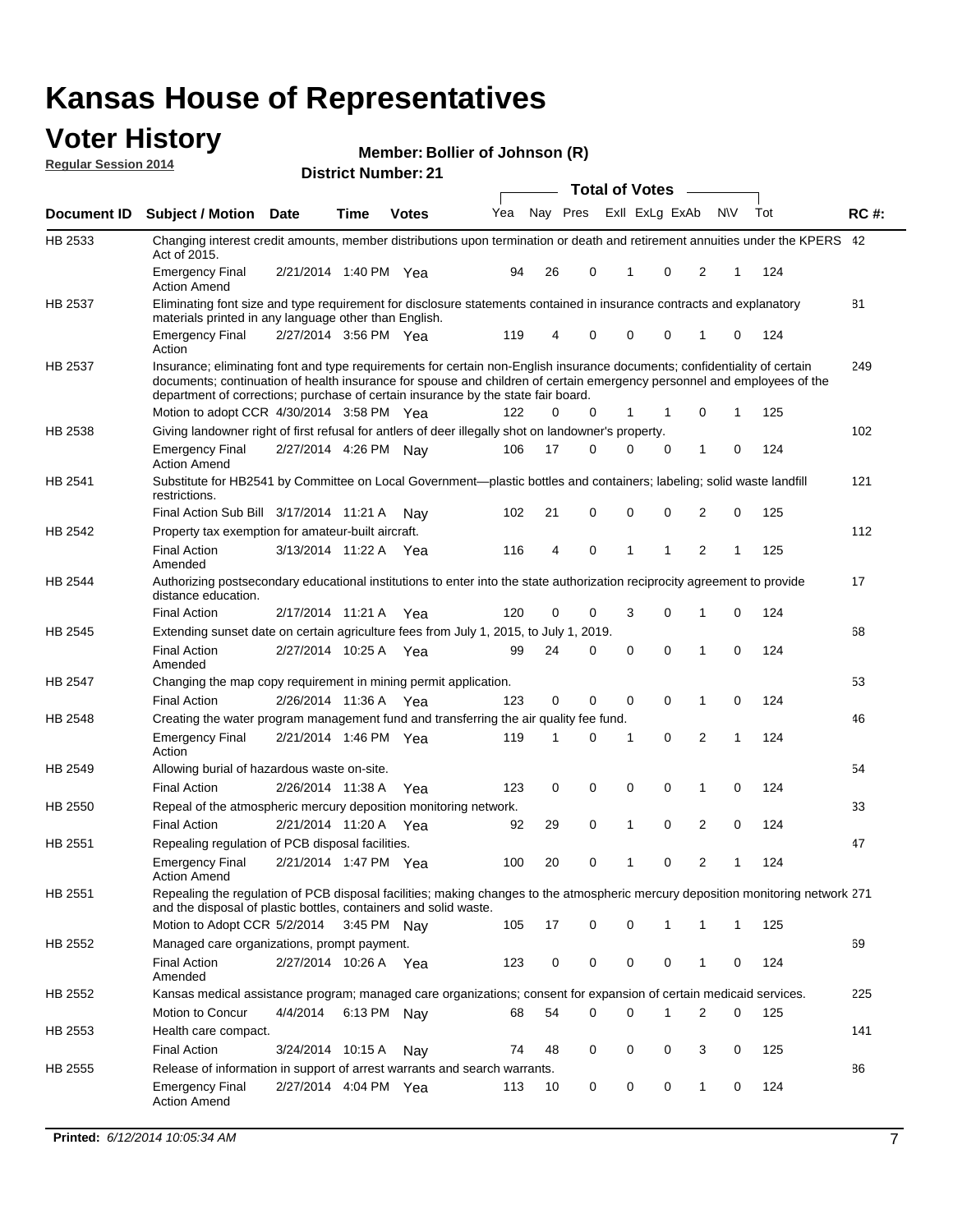# Kansas House of Representatives

## Voter History

**Regular Session 2014**

**Member: Bollier of Johnson (R)**

**District Number: 21**

| Document ID | Subject / Motion | Date | Time | Votes | Yea | Nay | Pres | ExII | ExLg | ExAb | N\V | Tot | RC #: |
|---|---|---|---|---|---|---|---|---|---|---|---|---|---|
| HB 2533 | Changing interest credit amounts, member distributions upon termination or death and retirement annuities under the KPERS Act of 2015. | | | | | | | | | | | | 42 |
| | Emergency Final Action Amend | 2/21/2014 | 1:40 PM | Yea | 94 | 26 | 0 | 1 | 0 | 2 | 1 | 124 | |
| HB 2537 | Eliminating font size and type requirement for disclosure statements contained in insurance contracts and explanatory materials printed in any language other than English. | | | | | | | | | | | | 81 |
| | Emergency Final Action | 2/27/2014 | 3:56 PM | Yea | 119 | 4 | 0 | 0 | 0 | 1 | 0 | 124 | |
| HB 2537 | Insurance; eliminating font and type requirements for certain non-English insurance documents; confidentiality of certain documents; continuation of health insurance for spouse and children of certain emergency personnel and employees of the department of corrections; purchase of certain insurance by the state fair board. | | | | | | | | | | | | 249 |
| | Motion to adopt CCR | 4/30/2014 | 3:58 PM | Yea | 122 | 0 | 0 | 1 | 1 | 0 | 1 | 125 | |
| HB 2538 | Giving landowner right of first refusal for antlers of deer illegally shot on landowner's property. | | | | | | | | | | | | 102 |
| | Emergency Final Action Amend | 2/27/2014 | 4:26 PM | Nay | 106 | 17 | 0 | 0 | 0 | 1 | 0 | 124 | |
| HB 2541 | Substitute for HB2541 by Committee on Local Government—plastic bottles and containers; labeling; solid waste landfill restrictions. | | | | | | | | | | | | 121 |
| | Final Action Sub Bill | 3/17/2014 | 11:21 A | Nay | 102 | 21 | 0 | 0 | 0 | 2 | 0 | 125 | |
| HB 2542 | Property tax exemption for amateur-built aircraft. | | | | | | | | | | | | 112 |
| | Final Action Amended | 3/13/2014 | 11:22 A | Yea | 116 | 4 | 0 | 1 | 1 | 2 | 1 | 125 | |
| HB 2544 | Authorizing postsecondary educational institutions to enter into the state authorization reciprocity agreement to provide distance education. | | | | | | | | | | | | 17 |
| | Final Action | 2/17/2014 | 11:21 A | Yea | 120 | 0 | 0 | 3 | 0 | 1 | 0 | 124 | |
| HB 2545 | Extending sunset date on certain agriculture fees from July 1, 2015, to July 1, 2019. | | | | | | | | | | | | 68 |
| | Final Action Amended | 2/27/2014 | 10:25 A | Yea | 99 | 24 | 0 | 0 | 0 | 1 | 0 | 124 | |
| HB 2547 | Changing the map copy requirement in mining permit application. | | | | | | | | | | | | 53 |
| | Final Action | 2/26/2014 | 11:36 A | Yea | 123 | 0 | 0 | 0 | 0 | 1 | 0 | 124 | |
| HB 2548 | Creating the water program management fund and transferring the air quality fee fund. | | | | | | | | | | | | 46 |
| | Emergency Final Action | 2/21/2014 | 1:46 PM | Yea | 119 | 1 | 0 | 1 | 0 | 2 | 1 | 124 | |
| HB 2549 | Allowing burial of hazardous waste on-site. | | | | | | | | | | | | 54 |
| | Final Action | 2/26/2014 | 11:38 A | Yea | 123 | 0 | 0 | 0 | 0 | 1 | 0 | 124 | |
| HB 2550 | Repeal of the atmospheric mercury deposition monitoring network. | | | | | | | | | | | | 33 |
| | Final Action | 2/21/2014 | 11:20 A | Yea | 92 | 29 | 0 | 1 | 0 | 2 | 0 | 124 | |
| HB 2551 | Repealing regulation of PCB disposal facilities. | | | | | | | | | | | | 47 |
| | Emergency Final Action Amend | 2/21/2014 | 1:47 PM | Yea | 100 | 20 | 0 | 1 | 0 | 2 | 1 | 124 | |
| HB 2551 | Repealing the regulation of PCB disposal facilities; making changes to the atmospheric mercury deposition monitoring network and the disposal of plastic bottles, containers and solid waste. | | | | | | | | | | | | 271 |
| | Motion to Adopt CCR | 5/2/2014 | 3:45 PM | Nay | 105 | 17 | 0 | 0 | 1 | 1 | 1 | 125 | |
| HB 2552 | Managed care organizations, prompt payment. | | | | | | | | | | | | 69 |
| | Final Action Amended | 2/27/2014 | 10:26 A | Yea | 123 | 0 | 0 | 0 | 0 | 1 | 0 | 124 | |
| HB 2552 | Kansas medical assistance program; managed care organizations; consent for expansion of certain medicaid services. | | | | | | | | | | | | 225 |
| | Motion to Concur | 4/4/2014 | 6:13 PM | Nay | 68 | 54 | 0 | 0 | 1 | 2 | 0 | 125 | |
| HB 2553 | Health care compact. | | | | | | | | | | | | 141 |
| | Final Action | 3/24/2014 | 10:15 A | Nay | 74 | 48 | 0 | 0 | 0 | 3 | 0 | 125 | |
| HB 2555 | Release of information in support of arrest warrants and search warrants. | | | | | | | | | | | | 86 |
| | Emergency Final Action Amend | 2/27/2014 | 4:04 PM | Yea | 113 | 10 | 0 | 0 | 0 | 1 | 0 | 124 | |

**Printed:** *6/12/2014 10:05:34 AM*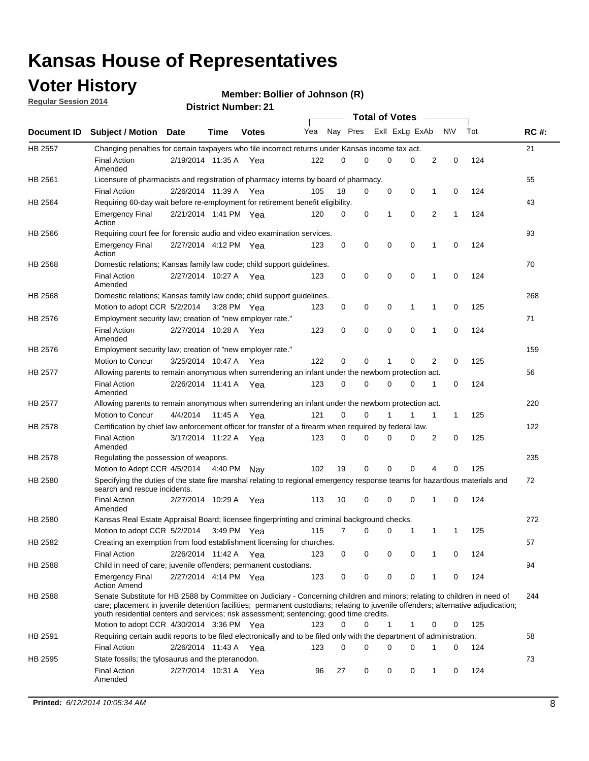# Kansas House of Representatives

## Voter History

**Regular Session 2014**

**Member: Bollier of Johnson (R)**

**District Number: 21**

| Document ID | Subject / Motion | Date | Time | Votes | Yea | Nay | Pres | ExII | ExLg | ExAb | N\V | Tot | RC #: |
|---|---|---|---|---|---|---|---|---|---|---|---|---|---|
| HB 2557 | Changing penalties for certain taxpayers who file incorrect returns under Kansas income tax act. | | | | | | | | | | | | 21 |
| | Final Action Amended | 2/19/2014 | 11:35 A | Yea | 122 | 0 | 0 | 0 | 0 | 2 | 0 | 124 | |
| HB 2561 | Licensure of pharmacists and registration of pharmacy interns by board of pharmacy. | | | | | | | | | | | | 55 |
| | Final Action | 2/26/2014 | 11:39 A | Yea | 105 | 18 | 0 | 0 | 0 | 1 | 0 | 124 | |
| HB 2564 | Requiring 60-day wait before re-employment for retirement benefit eligibility. | | | | | | | | | | | | 43 |
| | Emergency Final Action | 2/21/2014 | 1:41 PM | Yea | 120 | 0 | 0 | 1 | 0 | 2 | 1 | 124 | |
| HB 2566 | Requiring court fee for forensic audio and video examination services. | | | | | | | | | | | | 93 |
| | Emergency Final Action | 2/27/2014 | 4:12 PM | Yea | 123 | 0 | 0 | 0 | 0 | 1 | 0 | 124 | |
| HB 2568 | Domestic relations; Kansas family law code; child support guidelines. | | | | | | | | | | | | 70 |
| | Final Action Amended | 2/27/2014 | 10:27 A | Yea | 123 | 0 | 0 | 0 | 0 | 1 | 0 | 124 | |
| HB 2568 | Domestic relations; Kansas family law code; child support guidelines. | | | | | | | | | | | | 268 |
| | Motion to adopt CCR | 5/2/2014 | 3:28 PM | Yea | 123 | 0 | 0 | 0 | 1 | 1 | 0 | 125 | |
| HB 2576 | Employment security law; creation of "new employer rate." | | | | | | | | | | | | 71 |
| | Final Action Amended | 2/27/2014 | 10:28 A | Yea | 123 | 0 | 0 | 0 | 0 | 1 | 0 | 124 | |
| HB 2576 | Employment security law; creation of "new employer rate." | | | | | | | | | | | | 159 |
| | Motion to Concur | 3/25/2014 | 10:47 A | Yea | 122 | 0 | 0 | 1 | 0 | 2 | 0 | 125 | |
| HB 2577 | Allowing parents to remain anonymous when surrendering an infant under the newborn protection act. | | | | | | | | | | | | 56 |
| | Final Action Amended | 2/26/2014 | 11:41 A | Yea | 123 | 0 | 0 | 0 | 0 | 1 | 0 | 124 | |
| HB 2577 | Allowing parents to remain anonymous when surrendering an infant under the newborn protection act. | | | | | | | | | | | | 220 |
| | Motion to Concur | 4/4/2014 | 11:45 A | Yea | 121 | 0 | 0 | 1 | 1 | 1 | 1 | 125 | |
| HB 2578 | Certification by chief law enforcement officer for transfer of a firearm when required by federal law. | | | | | | | | | | | | 122 |
| | Final Action Amended | 3/17/2014 | 11:22 A | Yea | 123 | 0 | 0 | 0 | 0 | 2 | 0 | 125 | |
| HB 2578 | Regulating the possession of weapons. | | | | | | | | | | | | 235 |
| | Motion to Adopt CCR | 4/5/2014 | 4:40 PM | Nay | 102 | 19 | 0 | 0 | 0 | 4 | 0 | 125 | |
| HB 2580 | Specifying the duties of the state fire marshal relating to regional emergency response teams for hazardous materials and search and rescue incidents. | | | | | | | | | | | | 72 |
| | Final Action Amended | 2/27/2014 | 10:29 A | Yea | 113 | 10 | 0 | 0 | 0 | 1 | 0 | 124 | |
| HB 2580 | Kansas Real Estate Appraisal Board; licensee fingerprinting and criminal background checks. | | | | | | | | | | | | 272 |
| | Motion to adopt CCR | 5/2/2014 | 3:49 PM | Yea | 115 | 7 | 0 | 0 | 1 | 1 | 1 | 125 | |
| HB 2582 | Creating an exemption from food establishment licensing for churches. | | | | | | | | | | | | 57 |
| | Final Action | 2/26/2014 | 11:42 A | Yea | 123 | 0 | 0 | 0 | 0 | 1 | 0 | 124 | |
| HB 2588 | Child in need of care; juvenile offenders; permanent custodians. | | | | | | | | | | | | 94 |
| | Emergency Final Action Amend | 2/27/2014 | 4:14 PM | Yea | 123 | 0 | 0 | 0 | 0 | 1 | 0 | 124 | |
| HB 2588 | Senate Substitute for HB 2588 by Committee on Judiciary - Concerning children and minors; relating to children in need of care; placement in juvenile detention facilities; permanent custodians; relating to juvenile offenders; alternative adjudication; youth residential centers and services; risk assessment; sentencing; good time credits. | | | | | | | | | | | | 244 |
| | Motion to adopt CCR | 4/30/2014 | 3:36 PM | Yea | 123 | 0 | 0 | 1 | 1 | 0 | 0 | 125 | |
| HB 2591 | Requiring certain audit reports to be filed electronically and to be filed only with the department of administration. | | | | | | | | | | | | 58 |
| | Final Action | 2/26/2014 | 11:43 A | Yea | 123 | 0 | 0 | 0 | 0 | 1 | 0 | 124 | |
| HB 2595 | State fossils; the tylosaurus and the pteranodon. | | | | | | | | | | | | 73 |
| | Final Action Amended | 2/27/2014 | 10:31 A | Yea | 96 | 27 | 0 | 0 | 0 | 1 | 0 | 124 | |

**Printed:** *6/12/2014 10:05:34 AM*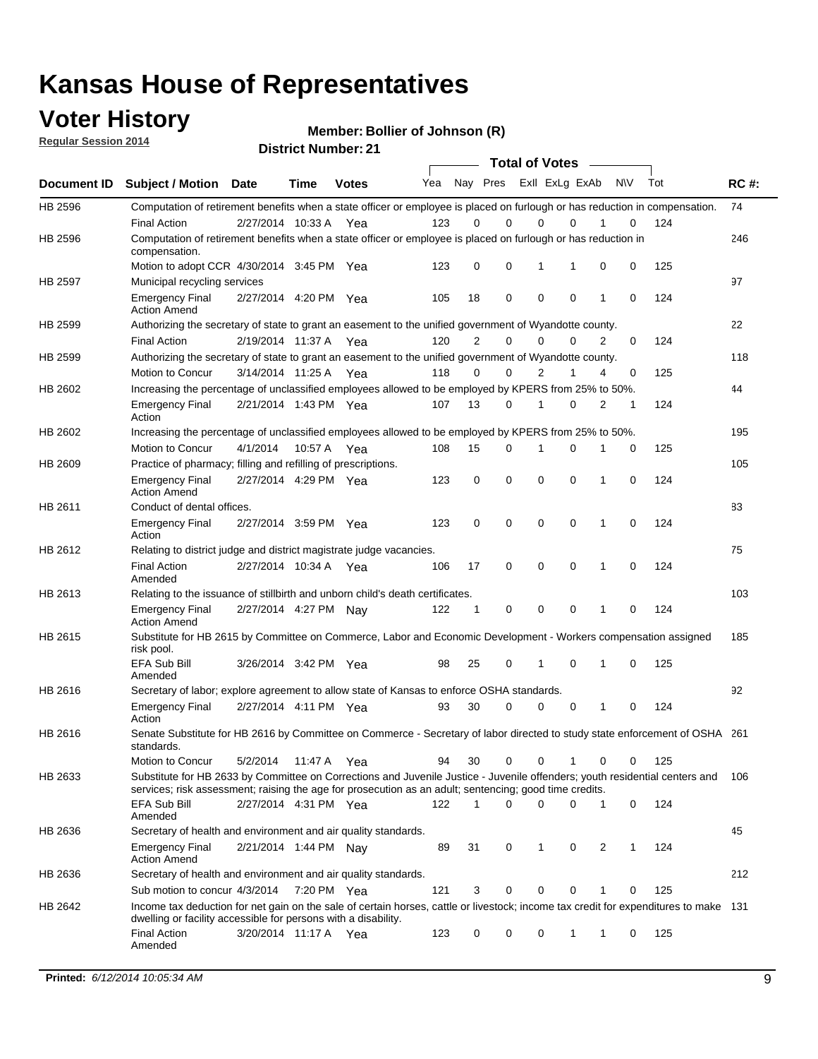# Kansas House of Representatives

## Voter History

**Regular Session 2014**

**Member: Bollier of Johnson (R)**

**District Number: 21**

| Document ID | Subject / Motion | Date | Time | Votes | Yea | Nay | Pres | ExII | ExLg | ExAb | N\V | Tot | RC #: |
|---|---|---|---|---|---|---|---|---|---|---|---|---|---|
| HB 2596 | Computation of retirement benefits when a state officer or employee is placed on furlough or has reduction in compensation. | | | | | | | | | | | | 74 |
| | Final Action | 2/27/2014 | 10:33 A | Yea | 123 | 0 | 0 | 0 | 0 | 1 | 0 | 124 | |
| HB 2596 | Computation of retirement benefits when a state officer or employee is placed on furlough or has reduction in compensation. | | | | | | | | | | | | 246 |
| | Motion to adopt CCR | 4/30/2014 | 3:45 PM | Yea | 123 | 0 | 0 | 1 | 1 | 0 | 0 | 125 | |
| HB 2597 | Municipal recycling services | | | | | | | | | | | | 97 |
| | Emergency Final Action Amend | 2/27/2014 | 4:20 PM | Yea | 105 | 18 | 0 | 0 | 0 | 1 | 0 | 124 | |
| HB 2599 | Authorizing the secretary of state to grant an easement to the unified government of Wyandotte county. | | | | | | | | | | | | 22 |
| | Final Action | 2/19/2014 | 11:37 A | Yea | 120 | 2 | 0 | 0 | 0 | 2 | 0 | 124 | |
| HB 2599 | Authorizing the secretary of state to grant an easement to the unified government of Wyandotte county. | | | | | | | | | | | | 118 |
| | Motion to Concur | 3/14/2014 | 11:25 A | Yea | 118 | 0 | 0 | 2 | 1 | 4 | 0 | 125 | |
| HB 2602 | Increasing the percentage of unclassified employees allowed to be employed by KPERS from 25% to 50%. | | | | | | | | | | | | 44 |
| | Emergency Final Action | 2/21/2014 | 1:43 PM | Yea | 107 | 13 | 0 | 1 | 0 | 2 | 1 | 124 | |
| HB 2602 | Increasing the percentage of unclassified employees allowed to be employed by KPERS from 25% to 50%. | | | | | | | | | | | | 195 |
| | Motion to Concur | 4/1/2014 | 10:57 A | Yea | 108 | 15 | 0 | 1 | 0 | 1 | 0 | 125 | |
| HB 2609 | Practice of pharmacy; filling and refilling of prescriptions. | | | | | | | | | | | | 105 |
| | Emergency Final Action Amend | 2/27/2014 | 4:29 PM | Yea | 123 | 0 | 0 | 0 | 0 | 1 | 0 | 124 | |
| HB 2611 | Conduct of dental offices. | | | | | | | | | | | | 83 |
| | Emergency Final Action | 2/27/2014 | 3:59 PM | Yea | 123 | 0 | 0 | 0 | 0 | 1 | 0 | 124 | |
| HB 2612 | Relating to district judge and district magistrate judge vacancies. | | | | | | | | | | | | 75 |
| | Final Action Amended | 2/27/2014 | 10:34 A | Yea | 106 | 17 | 0 | 0 | 0 | 1 | 0 | 124 | |
| HB 2613 | Relating to the issuance of stillbirth and unborn child's death certificates. | | | | | | | | | | | | 103 |
| | Emergency Final Action Amend | 2/27/2014 | 4:27 PM | Nay | 122 | 1 | 0 | 0 | 0 | 1 | 0 | 124 | |
| HB 2615 | Substitute for HB 2615 by Committee on Commerce, Labor and Economic Development - Workers compensation assigned risk pool. | | | | | | | | | | | | 185 |
| | EFA Sub Bill Amended | 3/26/2014 | 3:42 PM | Yea | 98 | 25 | 0 | 1 | 0 | 1 | 0 | 125 | |
| HB 2616 | Secretary of labor; explore agreement to allow state of Kansas to enforce OSHA standards. | | | | | | | | | | | | 92 |
| | Emergency Final Action | 2/27/2014 | 4:11 PM | Yea | 93 | 30 | 0 | 0 | 0 | 1 | 0 | 124 | |
| HB 2616 | Senate Substitute for HB 2616 by Committee on Commerce - Secretary of labor directed to study state enforcement of OSHA standards. | | | | | | | | | | | | 261 |
| | Motion to Concur | 5/2/2014 | 11:47 A | Yea | 94 | 30 | 0 | 0 | 1 | 0 | 0 | 125 | |
| HB 2633 | Substitute for HB 2633 by Committee on Corrections and Juvenile Justice - Juvenile offenders; youth residential centers and services; risk assessment; raising the age for prosecution as an adult; sentencing; good time credits. | | | | | | | | | | | | 106 |
| | EFA Sub Bill Amended | 2/27/2014 | 4:31 PM | Yea | 122 | 1 | 0 | 0 | 0 | 1 | 0 | 124 | |
| HB 2636 | Secretary of health and environment and air quality standards. | | | | | | | | | | | | 45 |
| | Emergency Final Action Amend | 2/21/2014 | 1:44 PM | Nay | 89 | 31 | 0 | 1 | 0 | 2 | 1 | 124 | |
| HB 2636 | Secretary of health and environment and air quality standards. | | | | | | | | | | | | 212 |
| | Sub motion to concur | 4/3/2014 | 7:20 PM | Yea | 121 | 3 | 0 | 0 | 0 | 1 | 0 | 125 | |
| HB 2642 | Income tax deduction for net gain on the sale of certain horses, cattle or livestock; income tax credit for expenditures to make dwelling or facility accessible for persons with a disability. | | | | | | | | | | | | 131 |
| | Final Action Amended | 3/20/2014 | 11:17 A | Yea | 123 | 0 | 0 | 0 | 1 | 1 | 0 | 125 | |

**Printed:** 6/12/2014 10:05:34 AM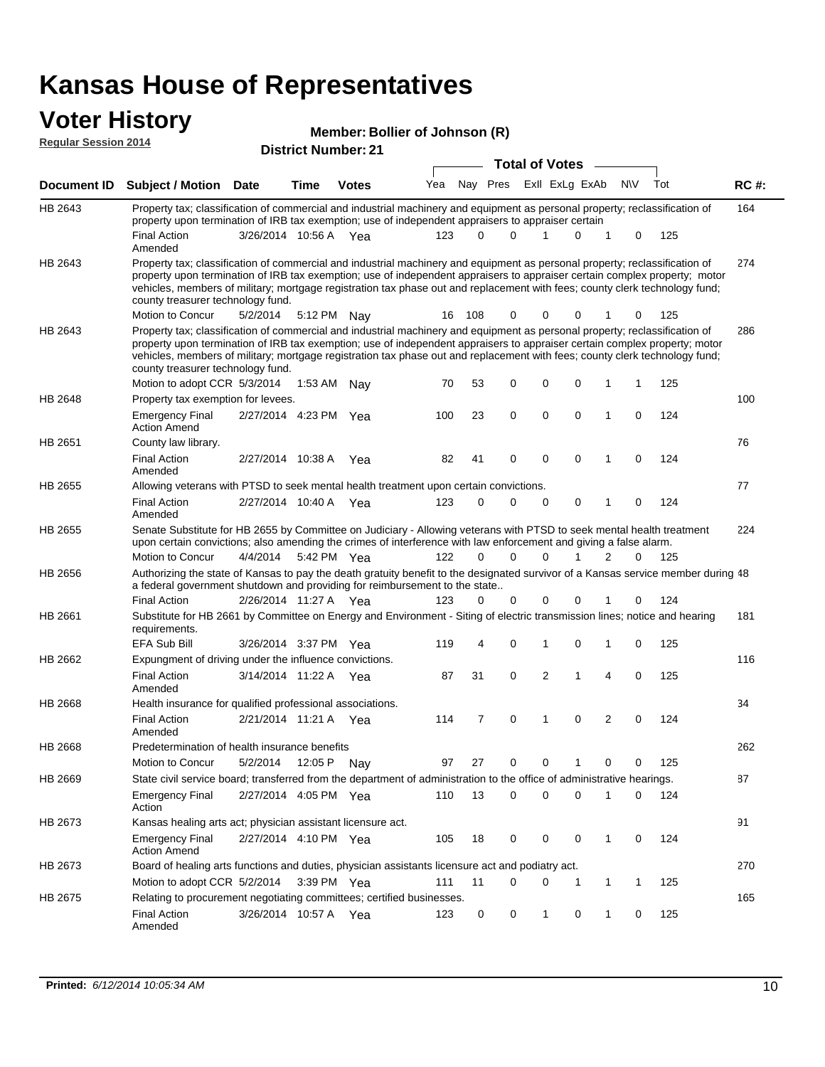# Kansas House of Representatives

## Voter History

**Regular Session 2014**

**Member: Bollier of Johnson (R)**

**District Number: 21**

| Document ID | Subject / Motion | Date | Time | Votes | Yea | Nay | Pres | ExII | ExLg | ExAb | N\V | Tot | RC #: |
|---|---|---|---|---|---|---|---|---|---|---|---|---|---|
| HB 2643 | Property tax; classification of commercial and industrial machinery and equipment as personal property; reclassification of property upon termination of IRB tax exemption; use of independent appraisers to appraiser certain | | | | | | | | | | | | 164 |
| | Final Action Amended | 3/26/2014 | 10:56 A | Yea | 123 | 0 | 0 | 1 | 0 | 1 | 0 | 125 | |
| HB 2643 | Property tax; classification of commercial and industrial machinery and equipment as personal property; reclassification of property upon termination of IRB tax exemption; use of independent appraisers to appraiser certain complex property; motor vehicles, members of military; mortgage registration tax phase out and replacement with fees; county clerk technology fund; county treasurer technology fund. | | | | | | | | | | | | 274 |
| | Motion to Concur | 5/2/2014 | 5:12 PM | Nay | 16 | 108 | 0 | 0 | 0 | 1 | 0 | 125 | |
| HB 2643 | Property tax; classification of commercial and industrial machinery and equipment as personal property; reclassification of property upon termination of IRB tax exemption; use of independent appraisers to appraiser certain complex property; motor vehicles, members of military; mortgage registration tax phase out and replacement with fees; county clerk technology fund; county treasurer technology fund. | | | | | | | | | | | | 286 |
| | Motion to adopt CCR | 5/3/2014 | 1:53 AM | Nay | 70 | 53 | 0 | 0 | 0 | 1 | 1 | 125 | |
| HB 2648 | Property tax exemption for levees. | | | | | | | | | | | | 100 |
| | Emergency Final Action Amend | 2/27/2014 | 4:23 PM | Yea | 100 | 23 | 0 | 0 | 0 | 1 | 0 | 124 | |
| HB 2651 | County law library. | | | | | | | | | | | | 76 |
| | Final Action Amended | 2/27/2014 | 10:38 A | Yea | 82 | 41 | 0 | 0 | 0 | 1 | 0 | 124 | |
| HB 2655 | Allowing veterans with PTSD to seek mental health treatment upon certain convictions. | | | | | | | | | | | | 77 |
| | Final Action Amended | 2/27/2014 | 10:40 A | Yea | 123 | 0 | 0 | 0 | 0 | 1 | 0 | 124 | |
| HB 2655 | Senate Substitute for HB 2655 by Committee on Judiciary - Allowing veterans with PTSD to seek mental health treatment upon certain convictions; also amending the crimes of interference with law enforcement and giving a false alarm. | | | | | | | | | | | | 224 |
| | Motion to Concur | 4/4/2014 | 5:42 PM | Yea | 122 | 0 | 0 | 0 | 1 | 2 | 0 | 125 | |
| HB 2656 | Authorizing the state of Kansas to pay the death gratuity benefit to the designated survivor of a Kansas service member during a federal government shutdown and providing for reimbursement to the state.. | | | | | | | | | | | | 48 |
| | Final Action | 2/26/2014 | 11:27 A | Yea | 123 | 0 | 0 | 0 | 0 | 1 | 0 | 124 | |
| HB 2661 | Substitute for HB 2661 by Committee on Energy and Environment - Siting of electric transmission lines; notice and hearing requirements. | | | | | | | | | | | | 181 |
| | EFA Sub Bill | 3/26/2014 | 3:37 PM | Yea | 119 | 4 | 0 | 1 | 0 | 1 | 0 | 125 | |
| HB 2662 | Expungment of driving under the influence convictions. | | | | | | | | | | | | 116 |
| | Final Action Amended | 3/14/2014 | 11:22 A | Yea | 87 | 31 | 0 | 2 | 1 | 4 | 0 | 125 | |
| HB 2668 | Health insurance for qualified professional associations. | | | | | | | | | | | | 34 |
| | Final Action Amended | 2/21/2014 | 11:21 A | Yea | 114 | 7 | 0 | 1 | 0 | 2 | 0 | 124 | |
| HB 2668 | Predetermination of health insurance benefits | | | | | | | | | | | | 262 |
| | Motion to Concur | 5/2/2014 | 12:05 P | Nay | 97 | 27 | 0 | 0 | 1 | 0 | 0 | 125 | |
| HB 2669 | State civil service board; transferred from the department of administration to the office of administrative hearings. | | | | | | | | | | | | 87 |
| | Emergency Final Action | 2/27/2014 | 4:05 PM | Yea | 110 | 13 | 0 | 0 | 0 | 1 | 0 | 124 | |
| HB 2673 | Kansas healing arts act; physician assistant licensure act. | | | | | | | | | | | | 91 |
| | Emergency Final Action Amend | 2/27/2014 | 4:10 PM | Yea | 105 | 18 | 0 | 0 | 0 | 1 | 0 | 124 | |
| HB 2673 | Board of healing arts functions and duties, physician assistants licensure act and podiatry act. | | | | | | | | | | | | 270 |
| | Motion to adopt CCR | 5/2/2014 | 3:39 PM | Yea | 111 | 11 | 0 | 0 | 1 | 1 | 1 | 125 | |
| HB 2675 | Relating to procurement negotiating committees; certified businesses. | | | | | | | | | | | | 165 |
| | Final Action Amended | 3/26/2014 | 10:57 A | Yea | 123 | 0 | 0 | 1 | 0 | 1 | 0 | 125 | |

**Printed:** *6/12/2014 10:05:34 AM*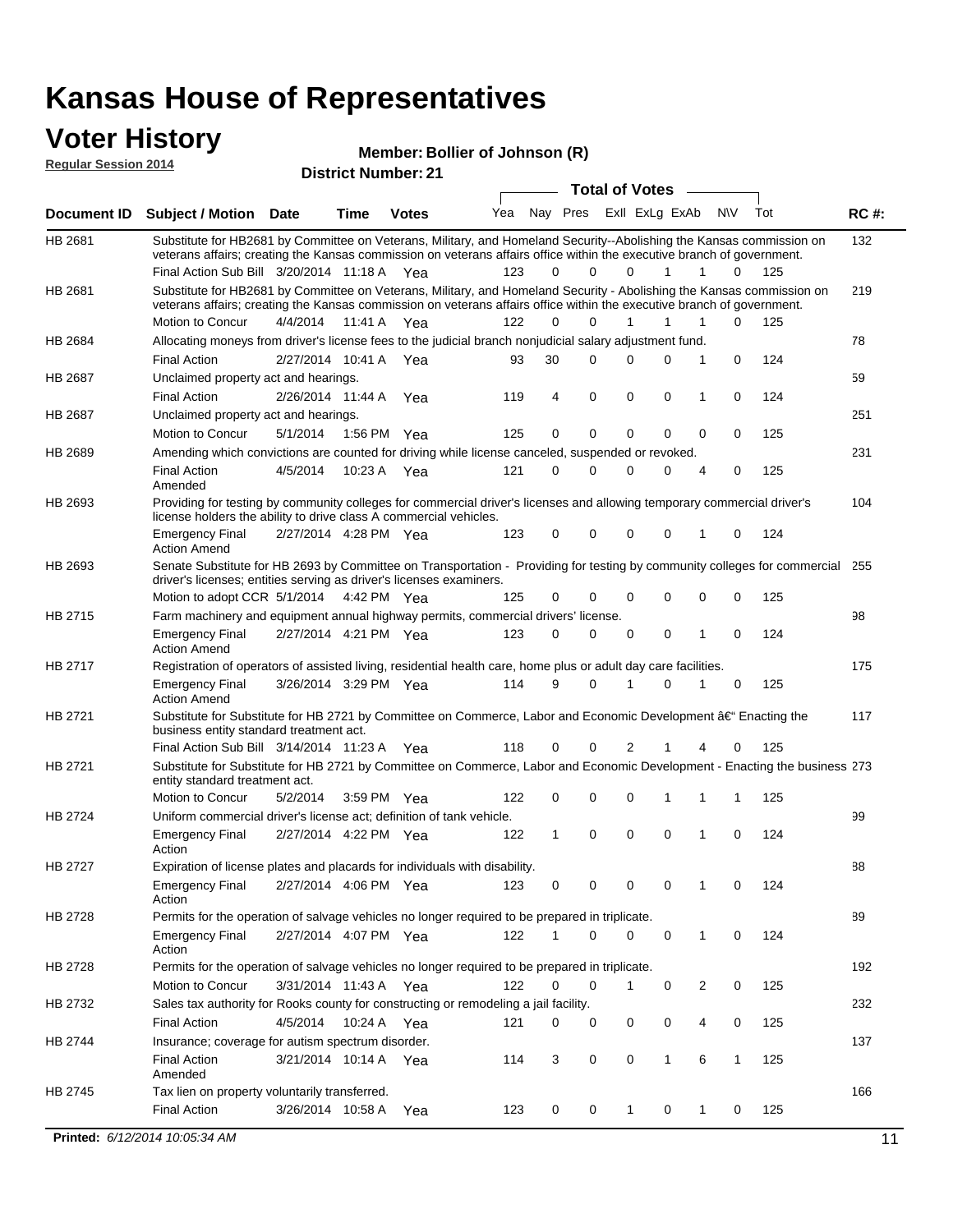# Kansas House of Representatives

## Voter History

**Regular Session 2014**

**Member: Bollier of Johnson (R)**

**District Number: 21**

| Document ID | Subject / Motion | Date | Time | Votes | Yea | Nay | Pres | ExII | ExLg | ExAb | N\V | Tot | RC #: |
|---|---|---|---|---|---|---|---|---|---|---|---|---|---|
| HB 2681 | Substitute for HB2681 by Committee on Veterans, Military, and Homeland Security--Abolishing the Kansas commission on veterans affairs; creating the Kansas commission on veterans affairs office within the executive branch of government. | | | | | | | | | | | | 132 |
| | Final Action Sub Bill | 3/20/2014 | 11:18 A | Yea | 123 | 0 | 0 | 0 | 1 | 1 | 0 | 125 | |
| HB 2681 | Substitute for HB2681 by Committee on Veterans, Military, and Homeland Security - Abolishing the Kansas commission on veterans affairs; creating the Kansas commission on veterans affairs office within the executive branch of government. | | | | | | | | | | | | 219 |
| | Motion to Concur | 4/4/2014 | 11:41 A | Yea | 122 | 0 | 0 | 1 | 1 | 1 | 0 | 125 | |
| HB 2684 | Allocating moneys from driver's license fees to the judicial branch nonjudicial salary adjustment fund. | | | | | | | | | | | | 78 |
| | Final Action | 2/27/2014 | 10:41 A | Yea | 93 | 30 | 0 | 0 | 0 | 1 | 0 | 124 | |
| HB 2687 | Unclaimed property act and hearings. | | | | | | | | | | | | 59 |
| | Final Action | 2/26/2014 | 11:44 A | Yea | 119 | 4 | 0 | 0 | 0 | 1 | 0 | 124 | |
| HB 2687 | Unclaimed property act and hearings. | | | | | | | | | | | | 251 |
| | Motion to Concur | 5/1/2014 | 1:56 PM | Yea | 125 | 0 | 0 | 0 | 0 | 0 | 0 | 125 | |
| HB 2689 | Amending which convictions are counted for driving while license canceled, suspended or revoked. | | | | | | | | | | | | 231 |
| | Final Action Amended | 4/5/2014 | 10:23 A | Yea | 121 | 0 | 0 | 0 | 0 | 4 | 0 | 125 | |
| HB 2693 | Providing for testing by community colleges for commercial driver's licenses and allowing temporary commercial driver's license holders the ability to drive class A commercial vehicles. | | | | | | | | | | | | 104 |
| | Emergency Final Action Amend | 2/27/2014 | 4:28 PM | Yea | 123 | 0 | 0 | 0 | 0 | 1 | 0 | 124 | |
| HB 2693 | Senate Substitute for HB 2693 by Committee on Transportation - Providing for testing by community colleges for commercial driver's licenses; entities serving as driver's licenses examiners. | | | | | | | | | | | | 255 |
| | Motion to adopt CCR | 5/1/2014 | 4:42 PM | Yea | 125 | 0 | 0 | 0 | 0 | 0 | 0 | 125 | |
| HB 2715 | Farm machinery and equipment annual highway permits, commercial drivers' license. | | | | | | | | | | | | 98 |
| | Emergency Final Action Amend | 2/27/2014 | 4:21 PM | Yea | 123 | 0 | 0 | 0 | 0 | 1 | 0 | 124 | |
| HB 2717 | Registration of operators of assisted living, residential health care, home plus or adult day care facilities. | | | | | | | | | | | | 175 |
| | Emergency Final Action Amend | 3/26/2014 | 3:29 PM | Yea | 114 | 9 | 0 | 1 | 0 | 1 | 0 | 125 | |
| HB 2721 | Substitute for Substitute for HB 2721 by Committee on Commerce, Labor and Economic Development â€" Enacting the business entity standard treatment act. | | | | | | | | | | | | 117 |
| | Final Action Sub Bill | 3/14/2014 | 11:23 A | Yea | 118 | 0 | 0 | 2 | 1 | 4 | 0 | 125 | |
| HB 2721 | Substitute for Substitute for HB 2721 by Committee on Commerce, Labor and Economic Development - Enacting the business entity standard treatment act. | | | | | | | | | | | | 273 |
| | Motion to Concur | 5/2/2014 | 3:59 PM | Yea | 122 | 0 | 0 | 0 | 1 | 1 | 1 | 125 | |
| HB 2724 | Uniform commercial driver's license act; definition of tank vehicle. | | | | | | | | | | | | 99 |
| | Emergency Final Action | 2/27/2014 | 4:22 PM | Yea | 122 | 1 | 0 | 0 | 0 | 1 | 0 | 124 | |
| HB 2727 | Expiration of license plates and placards for individuals with disability. | | | | | | | | | | | | 88 |
| | Emergency Final Action | 2/27/2014 | 4:06 PM | Yea | 123 | 0 | 0 | 0 | 0 | 1 | 0 | 124 | |
| HB 2728 | Permits for the operation of salvage vehicles no longer required to be prepared in triplicate. | | | | | | | | | | | | 89 |
| | Emergency Final Action | 2/27/2014 | 4:07 PM | Yea | 122 | 1 | 0 | 0 | 0 | 1 | 0 | 124 | |
| HB 2728 | Permits for the operation of salvage vehicles no longer required to be prepared in triplicate. | | | | | | | | | | | | 192 |
| | Motion to Concur | 3/31/2014 | 11:43 A | Yea | 122 | 0 | 0 | 1 | 0 | 2 | 0 | 125 | |
| HB 2732 | Sales tax authority for Rooks county for constructing or remodeling a jail facility. | | | | | | | | | | | | 232 |
| | Final Action | 4/5/2014 | 10:24 A | Yea | 121 | 0 | 0 | 0 | 0 | 4 | 0 | 125 | |
| HB 2744 | Insurance; coverage for autism spectrum disorder. | | | | | | | | | | | | 137 |
| | Final Action Amended | 3/21/2014 | 10:14 A | Yea | 114 | 3 | 0 | 0 | 1 | 6 | 1 | 125 | |
| HB 2745 | Tax lien on property voluntarily transferred. | | | | | | | | | | | | 166 |
| | Final Action | 3/26/2014 | 10:58 A | Yea | 123 | 0 | 0 | 1 | 0 | 1 | 0 | 125 | |

**Printed:** *6/12/2014 10:05:34 AM*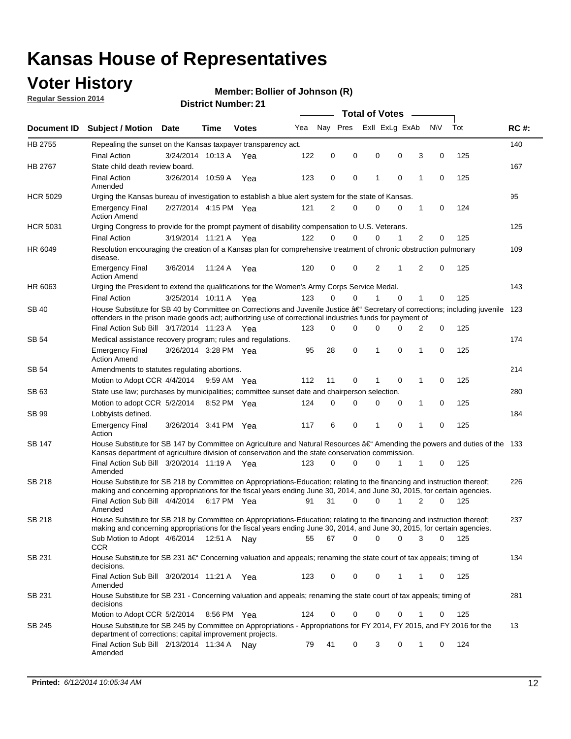# Kansas House of Representatives

## Voter History

**Regular Session 2014**

**Member: Bollier of Johnson (R)**

**District Number: 21**

| Document ID | Subject / Motion | Date | Time | Votes | Yea | Nay | Pres | ExII | ExLg | ExAb | N\V | Tot | RC #: |
|---|---|---|---|---|---|---|---|---|---|---|---|---|---|
| HB 2755 | Repealing the sunset on the Kansas taxpayer transparency act. | | | | | | | | | | | | 140 |
| | Final Action | 3/24/2014 | 10:13 A | Yea | 122 | 0 | 0 | 0 | 0 | 3 | 0 | 125 | |
| HB 2767 | State child death review board. | | | | | | | | | | | | 167 |
| | Final Action Amended | 3/26/2014 | 10:59 A | Yea | 123 | 0 | 0 | 1 | 0 | 1 | 0 | 125 | |
| HCR 5029 | Urging the Kansas bureau of investigation to establish a blue alert system for the state of Kansas. | | | | | | | | | | | | 95 |
| | Emergency Final Action Amend | 2/27/2014 | 4:15 PM | Yea | 121 | 2 | 0 | 0 | 0 | 1 | 0 | 124 | |
| HCR 5031 | Urging Congress to provide for the prompt payment of disability compensation to U.S. Veterans. | | | | | | | | | | | | 125 |
| | Final Action | 3/19/2014 | 11:21 A | Yea | 122 | 0 | 0 | 0 | 1 | 2 | 0 | 125 | |
| HR 6049 | Resolution encouraging the creation of a Kansas plan for comprehensive treatment of chronic obstruction pulmonary disease. | | | | | | | | | | | | 109 |
| | Emergency Final Action Amend | 3/6/2014 | 11:24 A | Yea | 120 | 0 | 0 | 2 | 1 | 2 | 0 | 125 | |
| HR 6063 | Urging the President to extend the qualifications for the Women's Army Corps Service Medal. | | | | | | | | | | | | 143 |
| | Final Action | 3/25/2014 | 10:11 A | Yea | 123 | 0 | 0 | 1 | 0 | 1 | 0 | 125 | |
| SB 40 | House Substitute for SB 40 by Committee on Corrections and Juvenile Justice â€" Secretary of corrections; including juvenile offenders in the prison made goods act; authorizing use of correctional industries funds for payment of | | | | | | | | | | | | 123 |
| | Final Action Sub Bill | 3/17/2014 | 11:23 A | Yea | 123 | 0 | 0 | 0 | 0 | 2 | 0 | 125 | |
| SB 54 | Medical assistance recovery program; rules and regulations. | | | | | | | | | | | | 174 |
| | Emergency Final Action Amend | 3/26/2014 | 3:28 PM | Yea | 95 | 28 | 0 | 1 | 0 | 1 | 0 | 125 | |
| SB 54 | Amendments to statutes regulating abortions. | | | | | | | | | | | | 214 |
| | Motion to Adopt CCR | 4/4/2014 | 9:59 AM | Yea | 112 | 11 | 0 | 1 | 0 | 1 | 0 | 125 | |
| SB 63 | State use law; purchases by municipalities; committee sunset date and chairperson selection. | | | | | | | | | | | | 280 |
| | Motion to adopt CCR | 5/2/2014 | 8:52 PM | Yea | 124 | 0 | 0 | 0 | 0 | 1 | 0 | 125 | |
| SB 99 | Lobbyists defined. | | | | | | | | | | | | 184 |
| | Emergency Final Action | 3/26/2014 | 3:41 PM | Yea | 117 | 6 | 0 | 1 | 0 | 1 | 0 | 125 | |
| SB 147 | House Substitute for SB 147 by Committee on Agriculture and Natural Resources â€" Amending the powers and duties of the Kansas department of agriculture division of conservation and the state conservation commission. | | | | | | | | | | | | 133 |
| | Final Action Sub Bill Amended | 3/20/2014 | 11:19 A | Yea | 123 | 0 | 0 | 0 | 1 | 1 | 0 | 125 | |
| SB 218 | House Substitute for SB 218 by Committee on Appropriations-Education; relating to the financing and instruction thereof; making and concerning appropriations for the fiscal years ending June 30, 2014, and June 30, 2015, for certain agencies. | | | | | | | | | | | | 226 |
| | Final Action Sub Bill Amended | 4/4/2014 | 6:17 PM | Yea | 91 | 31 | 0 | 0 | 1 | 2 | 0 | 125 | |
| SB 218 | House Substitute for SB 218 by Committee on Appropriations-Education; relating to the financing and instruction thereof; making and concerning appropriations for the fiscal years ending June 30, 2014, and June 30, 2015, for certain agencies. | | | | | | | | | | | | 237 |
| | Sub Motion to Adopt CCR | 4/6/2014 | 12:51 A | Nay | 55 | 67 | 0 | 0 | 0 | 3 | 0 | 125 | |
| SB 231 | House Substitute for SB 231 â€" Concerning valuation and appeals; renaming the state court of tax appeals; timing of decisions. | | | | | | | | | | | | 134 |
| | Final Action Sub Bill Amended | 3/20/2014 | 11:21 A | Yea | 123 | 0 | 0 | 0 | 1 | 1 | 0 | 125 | |
| SB 231 | House Substitute for SB 231 - Concerning valuation and appeals; renaming the state court of tax appeals; timing of decisions | | | | | | | | | | | | 281 |
| | Motion to Adopt CCR | 5/2/2014 | 8:56 PM | Yea | 124 | 0 | 0 | 0 | 0 | 1 | 0 | 125 | |
| SB 245 | House Substitute for SB 245 by Committee on Appropriations - Appropriations for FY 2014, FY 2015, and FY 2016 for the department of corrections; capital improvement projects. | | | | | | | | | | | | 13 |
| | Final Action Sub Bill Amended | 2/13/2014 | 11:34 A | Nay | 79 | 41 | 0 | 3 | 0 | 1 | 0 | 124 | |

**Printed:** *6/12/2014 10:05:34 AM*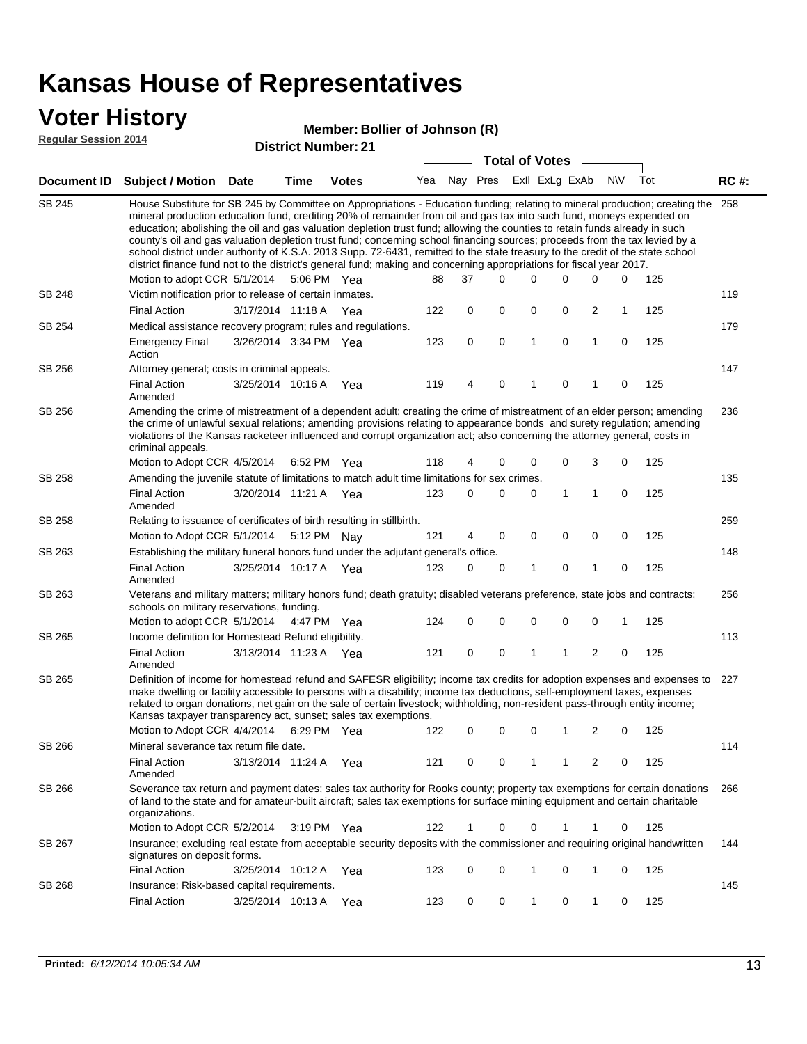# Kansas House of Representatives

## Voter History

**Regular Session 2014**

**Member: Bollier of Johnson (R)**

**District Number: 21**

| Document ID | Subject / Motion | Date | Time | Votes | Yea | Nay | Pres | ExII | ExLg | ExAb | N\V | Tot | RC #: |
|---|---|---|---|---|---|---|---|---|---|---|---|---|---|
| SB 245 | House Substitute for SB 245 by Committee on Appropriations - Education funding; relating to mineral production; creating the mineral production education fund, crediting 20% of remainder from oil and gas tax into such fund, moneys expended on education; abolishing the oil and gas valuation depletion trust fund; allowing the counties to retain funds already in such county's oil and gas valuation depletion trust fund; concerning school financing sources; proceeds from the tax levied by a school district under authority of K.S.A. 2013 Supp. 72-6431, remitted to the state treasury to the credit of the state school district finance fund not to the district's general fund; making and concerning appropriations for fiscal year 2017. | | | | | | | | | | | | 258 |
| | Motion to adopt CCR | 5/1/2014 | 5:06 PM | Yea | 88 | 37 | 0 | 0 | 0 | 0 | 0 | 125 | |
| SB 248 | Victim notification prior to release of certain inmates. | | | | | | | | | | | | 119 |
| | Final Action | 3/17/2014 | 11:18 A | Yea | 122 | 0 | 0 | 0 | 0 | 2 | 1 | 125 | |
| SB 254 | Medical assistance recovery program; rules and regulations. | | | | | | | | | | | | 179 |
| | Emergency Final Action | 3/26/2014 | 3:34 PM | Yea | 123 | 0 | 0 | 1 | 0 | 1 | 0 | 125 | |
| SB 256 | Attorney general; costs in criminal appeals. | | | | | | | | | | | | 147 |
| | Final Action Amended | 3/25/2014 | 10:16 A | Yea | 119 | 4 | 0 | 1 | 0 | 1 | 0 | 125 | |
| SB 256 | Amending the crime of mistreatment of a dependent adult; creating the crime of mistreatment of an elder person; amending the crime of unlawful sexual relations; amending provisions relating to appearance bonds and surety regulation; amending violations of the Kansas racketeer influenced and corrupt organization act; also concerning the attorney general, costs in criminal appeals. | | | | | | | | | | | | 236 |
| | Motion to Adopt CCR | 4/5/2014 | 6:52 PM | Yea | 118 | 4 | 0 | 0 | 0 | 3 | 0 | 125 | |
| SB 258 | Amending the juvenile statute of limitations to match adult time limitations for sex crimes. | | | | | | | | | | | | 135 |
| | Final Action Amended | 3/20/2014 | 11:21 A | Yea | 123 | 0 | 0 | 0 | 1 | 1 | 0 | 125 | |
| SB 258 | Relating to issuance of certificates of birth resulting in stillbirth. | | | | | | | | | | | | 259 |
| | Motion to Adopt CCR | 5/1/2014 | 5:12 PM | Nay | 121 | 4 | 0 | 0 | 0 | 0 | 0 | 125 | |
| SB 263 | Establishing the military funeral honors fund under the adjutant general's office. | | | | | | | | | | | | 148 |
| | Final Action Amended | 3/25/2014 | 10:17 A | Yea | 123 | 0 | 0 | 1 | 0 | 1 | 0 | 125 | |
| SB 263 | Veterans and military matters; military honors fund; death gratuity; disabled veterans preference, state jobs and contracts; schools on military reservations, funding. | | | | | | | | | | | | 256 |
| | Motion to adopt CCR | 5/1/2014 | 4:47 PM | Yea | 124 | 0 | 0 | 0 | 0 | 0 | 1 | 125 | |
| SB 265 | Income definition for Homestead Refund eligibility. | | | | | | | | | | | | 113 |
| | Final Action Amended | 3/13/2014 | 11:23 A | Yea | 121 | 0 | 0 | 1 | 1 | 2 | 0 | 125 | |
| SB 265 | Definition of income for homestead refund and SAFESR eligibility; income tax credits for adoption expenses and expenses to make dwelling or facility accessible to persons with a disability; income tax deductions, self-employment taxes, expenses related to organ donations, net gain on the sale of certain livestock; withholding, non-resident pass-through entity income; Kansas taxpayer transparency act, sunset; sales tax exemptions. | | | | | | | | | | | | 227 |
| | Motion to Adopt CCR | 4/4/2014 | 6:29 PM | Yea | 122 | 0 | 0 | 0 | 1 | 2 | 0 | 125 | |
| SB 266 | Mineral severance tax return file date. | | | | | | | | | | | | 114 |
| | Final Action Amended | 3/13/2014 | 11:24 A | Yea | 121 | 0 | 0 | 1 | 1 | 2 | 0 | 125 | |
| SB 266 | Severance tax return and payment dates; sales tax authority for Rooks county; property tax exemptions for certain donations of land to the state and for amateur-built aircraft; sales tax exemptions for surface mining equipment and certain charitable organizations. | | | | | | | | | | | | 266 |
| | Motion to Adopt CCR | 5/2/2014 | 3:19 PM | Yea | 122 | 1 | 0 | 0 | 1 | 1 | 0 | 125 | |
| SB 267 | Insurance; excluding real estate from acceptable security deposits with the commissioner and requiring original handwritten signatures on deposit forms. | | | | | | | | | | | | 144 |
| | Final Action | 3/25/2014 | 10:12 A | Yea | 123 | 0 | 0 | 1 | 0 | 1 | 0 | 125 | |
| SB 268 | Insurance; Risk-based capital requirements. | | | | | | | | | | | | 145 |
| | Final Action | 3/25/2014 | 10:13 A | Yea | 123 | 0 | 0 | 1 | 0 | 1 | 0 | 125 | |

**Printed:** *6/12/2014 10:05:34 AM*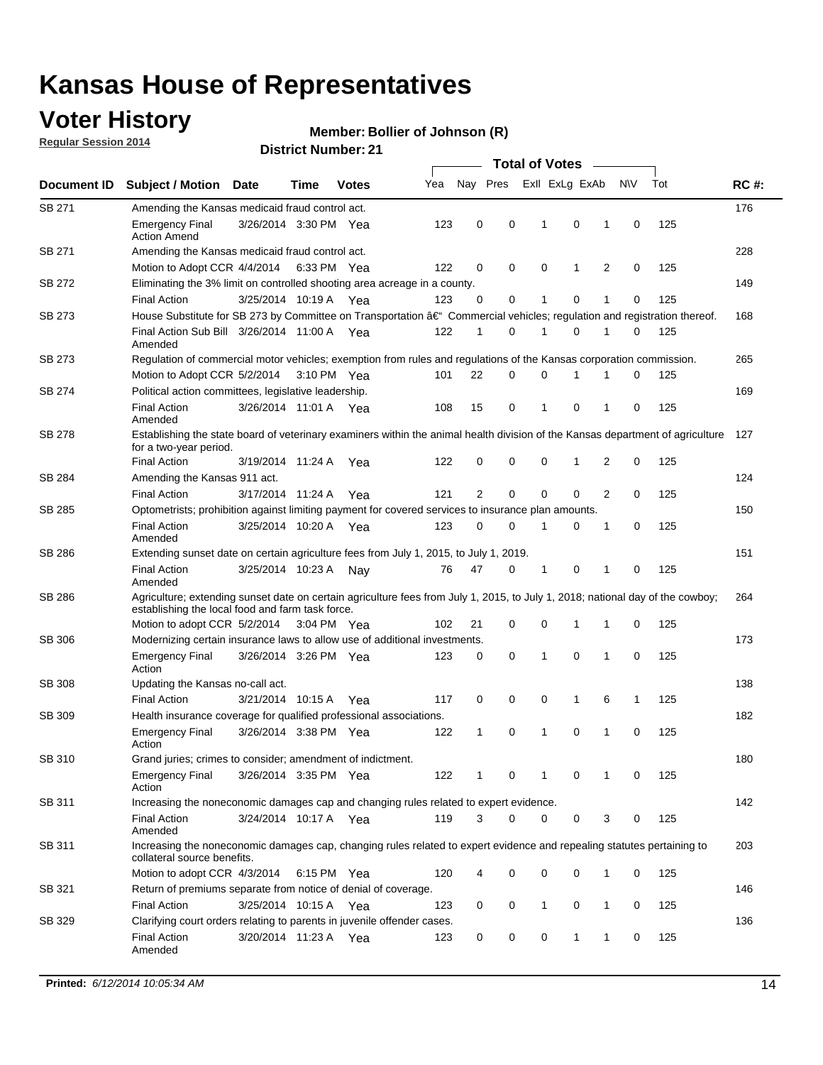# Kansas House of Representatives

## Voter History

**Regular Session 2014**

**Member: Bollier of Johnson (R)**

**District Number: 21**

| Document ID | Subject / Motion | Date | Time | Votes | Yea | Nay | Pres | ExII | ExLg | ExAb | N\V | Tot | RC #: |
|---|---|---|---|---|---|---|---|---|---|---|---|---|---|
| SB 271 | Amending the Kansas medicaid fraud control act. | | | | | | | | | | | | 176 |
| | Emergency Final Action Amend | 3/26/2014 | 3:30 PM | Yea | 123 | 0 | 0 | 1 | 0 | 1 | 0 | 125 | |
| SB 271 | Amending the Kansas medicaid fraud control act. | | | | | | | | | | | | 228 |
| | Motion to Adopt CCR | 4/4/2014 | 6:33 PM | Yea | 122 | 0 | 0 | 0 | 1 | 2 | 0 | 125 | |
| SB 272 | Eliminating the 3% limit on controlled shooting area acreage in a county. | | | | | | | | | | | | 149 |
| | Final Action | 3/25/2014 | 10:19 A | Yea | 123 | 0 | 0 | 1 | 0 | 1 | 0 | 125 | |
| SB 273 | House Substitute for SB 273 by Committee on Transportation â€" Commercial vehicles; regulation and registration thereof. | | | | | | | | | | | | 168 |
| | Final Action Sub Bill Amended | 3/26/2014 | 11:00 A | Yea | 122 | 1 | 0 | 1 | 0 | 1 | 0 | 125 | |
| SB 273 | Regulation of commercial motor vehicles; exemption from rules and regulations of the Kansas corporation commission. | | | | | | | | | | | | 265 |
| | Motion to Adopt CCR | 5/2/2014 | 3:10 PM | Yea | 101 | 22 | 0 | 0 | 1 | 1 | 0 | 125 | |
| SB 274 | Political action committees, legislative leadership. | | | | | | | | | | | | 169 |
| | Final Action Amended | 3/26/2014 | 11:01 A | Yea | 108 | 15 | 0 | 1 | 0 | 1 | 0 | 125 | |
| SB 278 | Establishing the state board of veterinary examiners within the animal health division of the Kansas department of agriculture for a two-year period. | | | | | | | | | | | | 127 |
| | Final Action | 3/19/2014 | 11:24 A | Yea | 122 | 0 | 0 | 0 | 1 | 2 | 0 | 125 | |
| SB 284 | Amending the Kansas 911 act. | | | | | | | | | | | | 124 |
| | Final Action | 3/17/2014 | 11:24 A | Yea | 121 | 2 | 0 | 0 | 0 | 2 | 0 | 125 | |
| SB 285 | Optometrists; prohibition against limiting payment for covered services to insurance plan amounts. | | | | | | | | | | | | 150 |
| | Final Action Amended | 3/25/2014 | 10:20 A | Yea | 123 | 0 | 0 | 1 | 0 | 1 | 0 | 125 | |
| SB 286 | Extending sunset date on certain agriculture fees from July 1, 2015, to July 1, 2019. | | | | | | | | | | | | 151 |
| | Final Action Amended | 3/25/2014 | 10:23 A | Nay | 76 | 47 | 0 | 1 | 0 | 1 | 0 | 125 | |
| SB 286 | Agriculture; extending sunset date on certain agriculture fees from July 1, 2015, to July 1, 2018; national day of the cowboy; establishing the local food and farm task force. | | | | | | | | | | | | 264 |
| | Motion to adopt CCR | 5/2/2014 | 3:04 PM | Yea | 102 | 21 | 0 | 0 | 1 | 1 | 0 | 125 | |
| SB 306 | Modernizing certain insurance laws to allow use of additional investments. | | | | | | | | | | | | 173 |
| | Emergency Final Action | 3/26/2014 | 3:26 PM | Yea | 123 | 0 | 0 | 1 | 0 | 1 | 0 | 125 | |
| SB 308 | Updating the Kansas no-call act. | | | | | | | | | | | | 138 |
| | Final Action | 3/21/2014 | 10:15 A | Yea | 117 | 0 | 0 | 0 | 1 | 6 | 1 | 125 | |
| SB 309 | Health insurance coverage for qualified professional associations. | | | | | | | | | | | | 182 |
| | Emergency Final Action | 3/26/2014 | 3:38 PM | Yea | 122 | 1 | 0 | 1 | 0 | 1 | 0 | 125 | |
| SB 310 | Grand juries; crimes to consider; amendment of indictment. | | | | | | | | | | | | 180 |
| | Emergency Final Action | 3/26/2014 | 3:35 PM | Yea | 122 | 1 | 0 | 1 | 0 | 1 | 0 | 125 | |
| SB 311 | Increasing the noneconomic damages cap and changing rules related to expert evidence. | | | | | | | | | | | | 142 |
| | Final Action Amended | 3/24/2014 | 10:17 A | Yea | 119 | 3 | 0 | 0 | 0 | 3 | 0 | 125 | |
| SB 311 | Increasing the noneconomic damages cap, changing rules related to expert evidence and repealing statutes pertaining to collateral source benefits. | | | | | | | | | | | | 203 |
| | Motion to adopt CCR | 4/3/2014 | 6:15 PM | Yea | 120 | 4 | 0 | 0 | 0 | 1 | 0 | 125 | |
| SB 321 | Return of premiums separate from notice of denial of coverage. | | | | | | | | | | | | 146 |
| | Final Action | 3/25/2014 | 10:15 A | Yea | 123 | 0 | 0 | 1 | 0 | 1 | 0 | 125 | |
| SB 329 | Clarifying court orders relating to parents in juvenile offender cases. | | | | | | | | | | | | 136 |
| | Final Action Amended | 3/20/2014 | 11:23 A | Yea | 123 | 0 | 0 | 0 | 1 | 1 | 0 | 125 | |

**Printed:** *6/12/2014 10:05:34 AM*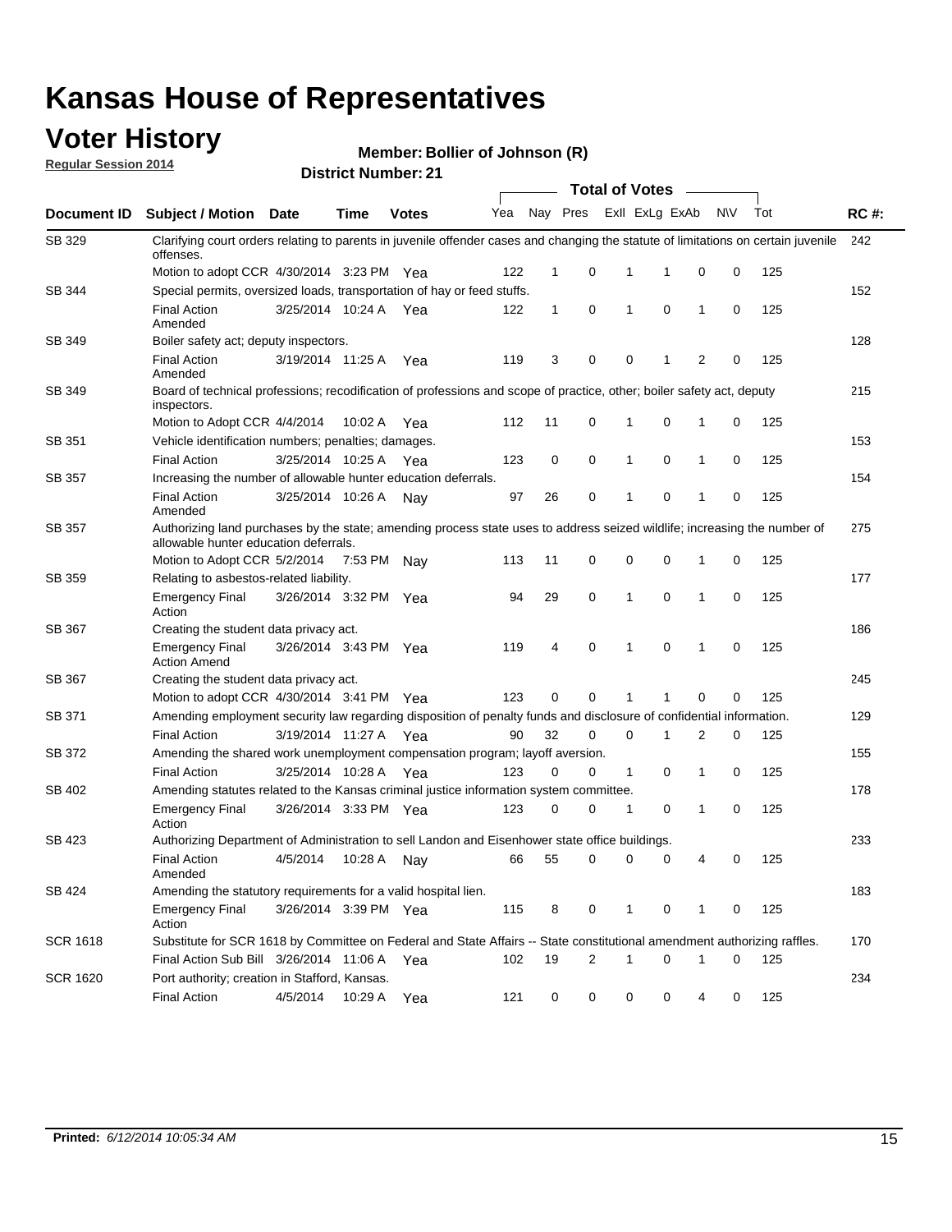# Kansas House of Representatives

## Voter History

**Regular Session 2014**

**Member: Bollier of Johnson (R)**

**District Number: 21**

| Document ID | Subject / Motion | Date | Time | Votes | Yea | Nay | Pres | ExII | ExLg | ExAb | N\V | Tot | RC #: |
|---|---|---|---|---|---|---|---|---|---|---|---|---|---|
| SB 329 | Clarifying court orders relating to parents in juvenile offender cases and changing the statute of limitations on certain juvenile offenses. | | | | | | | | | | | | 242 |
| | Motion to adopt CCR | 4/30/2014 | 3:23 PM | Yea | 122 | 1 | 0 | 1 | 1 | 0 | 0 | 125 | |
| SB 344 | Special permits, oversized loads, transportation of hay or feed stuffs. | | | | | | | | | | | | 152 |
| | Final Action Amended | 3/25/2014 | 10:24 A | Yea | 122 | 1 | 0 | 1 | 0 | 1 | 0 | 125 | |
| SB 349 | Boiler safety act; deputy inspectors. | | | | | | | | | | | | 128 |
| | Final Action Amended | 3/19/2014 | 11:25 A | Yea | 119 | 3 | 0 | 0 | 1 | 2 | 0 | 125 | |
| SB 349 | Board of technical professions; recodification of professions and scope of practice, other; boiler safety act, deputy inspectors. | | | | | | | | | | | | 215 |
| | Motion to Adopt CCR | 4/4/2014 | 10:02 A | Yea | 112 | 11 | 0 | 1 | 0 | 1 | 0 | 125 | |
| SB 351 | Vehicle identification numbers; penalties; damages. | | | | | | | | | | | | 153 |
| | Final Action | 3/25/2014 | 10:25 A | Yea | 123 | 0 | 0 | 1 | 0 | 1 | 0 | 125 | |
| SB 357 | Increasing the number of allowable hunter education deferrals. | | | | | | | | | | | | 154 |
| | Final Action Amended | 3/25/2014 | 10:26 A | Nay | 97 | 26 | 0 | 1 | 0 | 1 | 0 | 125 | |
| SB 357 | Authorizing land purchases by the state; amending process state uses to address seized wildlife; increasing the number of allowable hunter education deferrals. | | | | | | | | | | | | 275 |
| | Motion to Adopt CCR | 5/2/2014 | 7:53 PM | Nay | 113 | 11 | 0 | 0 | 0 | 1 | 0 | 125 | |
| SB 359 | Relating to asbestos-related liability. | | | | | | | | | | | | 177 |
| | Emergency Final Action | 3/26/2014 | 3:32 PM | Yea | 94 | 29 | 0 | 1 | 0 | 1 | 0 | 125 | |
| SB 367 | Creating the student data privacy act. | | | | | | | | | | | | 186 |
| | Emergency Final Action Amend | 3/26/2014 | 3:43 PM | Yea | 119 | 4 | 0 | 1 | 0 | 1 | 0 | 125 | |
| SB 367 | Creating the student data privacy act. | | | | | | | | | | | | 245 |
| | Motion to adopt CCR | 4/30/2014 | 3:41 PM | Yea | 123 | 0 | 0 | 1 | 1 | 0 | 0 | 125 | |
| SB 371 | Amending employment security law regarding disposition of penalty funds and disclosure of confidential information. | | | | | | | | | | | | 129 |
| | Final Action | 3/19/2014 | 11:27 A | Yea | 90 | 32 | 0 | 0 | 1 | 2 | 0 | 125 | |
| SB 372 | Amending the shared work unemployment compensation program; layoff aversion. | | | | | | | | | | | | 155 |
| | Final Action | 3/25/2014 | 10:28 A | Yea | 123 | 0 | 0 | 1 | 0 | 1 | 0 | 125 | |
| SB 402 | Amending statutes related to the Kansas criminal justice information system committee. | | | | | | | | | | | | 178 |
| | Emergency Final Action | 3/26/2014 | 3:33 PM | Yea | 123 | 0 | 0 | 1 | 0 | 1 | 0 | 125 | |
| SB 423 | Authorizing Department of Administration to sell Landon and Eisenhower state office buildings. | | | | | | | | | | | | 233 |
| | Final Action Amended | 4/5/2014 | 10:28 A | Nay | 66 | 55 | 0 | 0 | 0 | 4 | 0 | 125 | |
| SB 424 | Amending the statutory requirements for a valid hospital lien. | | | | | | | | | | | | 183 |
| | Emergency Final Action | 3/26/2014 | 3:39 PM | Yea | 115 | 8 | 0 | 1 | 0 | 1 | 0 | 125 | |
| SCR 1618 | Substitute for SCR 1618 by Committee on Federal and State Affairs -- State constitutional amendment authorizing raffles. | | | | | | | | | | | | 170 |
| | Final Action Sub Bill | 3/26/2014 | 11:06 A | Yea | 102 | 19 | 2 | 1 | 0 | 1 | 0 | 125 | |
| SCR 1620 | Port authority; creation in Stafford, Kansas. | | | | | | | | | | | | 234 |
| | Final Action | 4/5/2014 | 10:29 A | Yea | 121 | 0 | 0 | 0 | 0 | 4 | 0 | 125 | |

**Printed:** *6/12/2014 10:05:34 AM*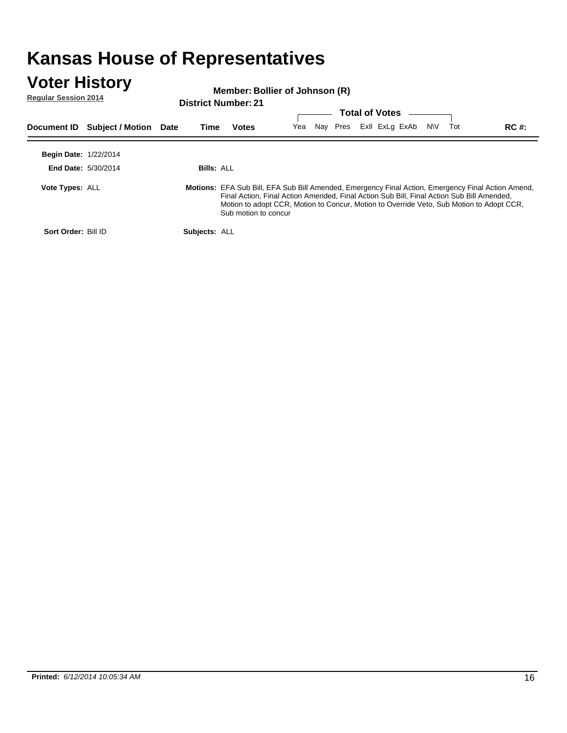# Kansas House of Representatives

## Voter History

Regular Session 2014

**Member:** Bollier of Johnson (R)

**District Number:** 21

| Document ID | Subject / Motion | Date | Time | Votes | Yea | Nay | Pres | ExII | ExLg | ExAb | N\V | Tot | RC #: |
|---|---|---|---|---|---|---|---|---|---|---|---|---|---|

Total of Votes

**Begin Date:** 1/22/2014

**End Date:** 5/30/2014

**Bills:** ALL

**Vote Types:** ALL

**Motions:** EFA Sub Bill, EFA Sub Bill Amended, Emergency Final Action, Emergency Final Action Amend, Final Action, Final Action Amended, Final Action Sub Bill, Final Action Sub Bill Amended, Motion to adopt CCR, Motion to Concur, Motion to Override Veto, Sub Motion to Adopt CCR, Sub motion to concur

**Sort Order:** Bill ID

**Subjects:** ALL

**Printed:** *6/12/2014 10:05:34 AM*